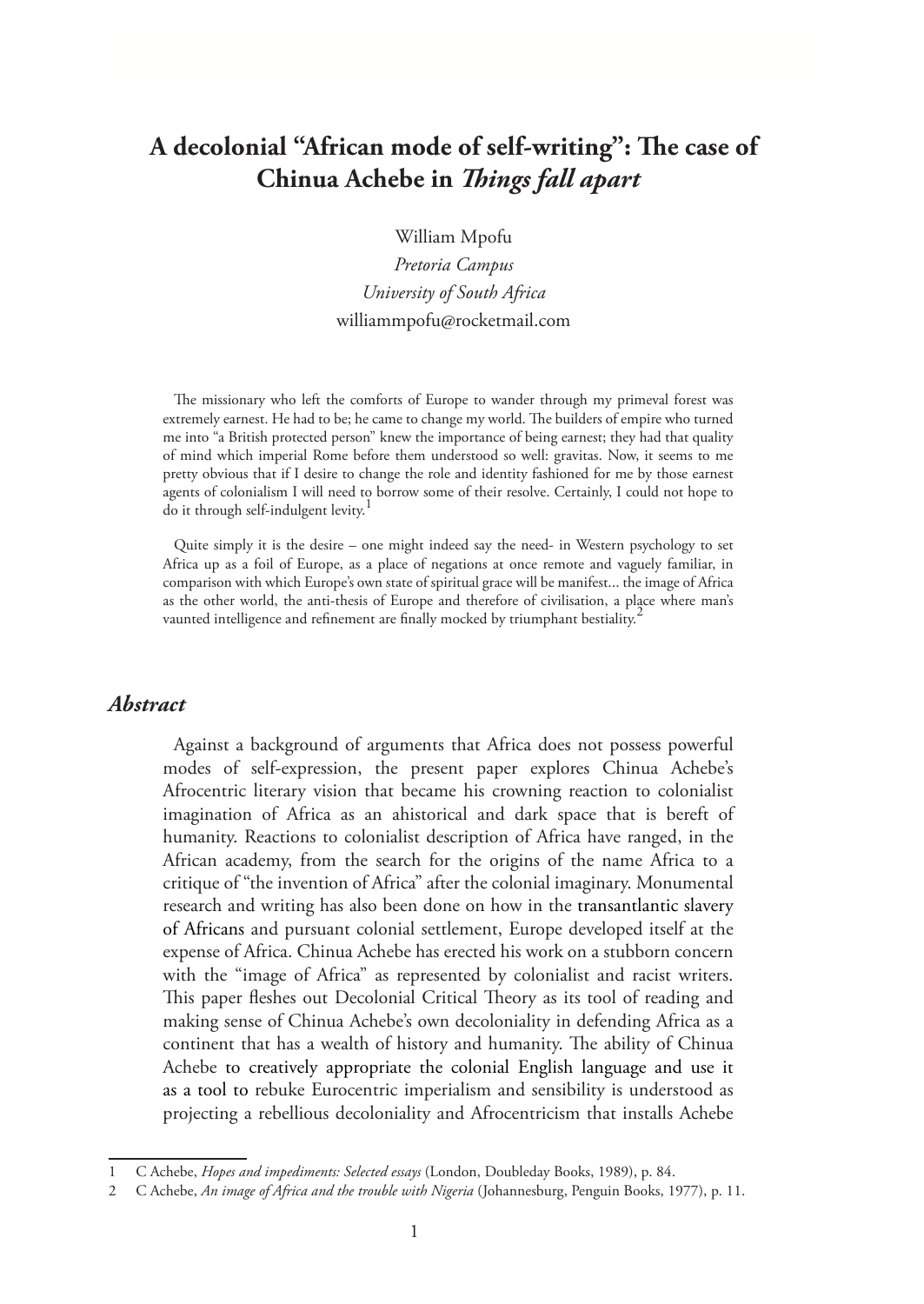# A decolonial "African mode of self-writing": The case of Chinua Achebe in *Things fall apart*

William Mpofu
*Pretoria Campus*
*University of South Africa*
williammpofu@rocketmail.com

> The missionary who left the comforts of Europe to wander through my primeval forest was extremely earnest. He had to be; he came to change my world. The builders of empire who turned me into "a British protected person" knew the importance of being earnest; they had that quality of mind which imperial Rome before them understood so well: gravitas. Now, it seems to me pretty obvious that if I desire to change the role and identity fashioned for me by those earnest agents of colonialism I will need to borrow some of their resolve. Certainly, I could not hope to do it through self-indulgent levity.[1]

> Quite simply it is the desire – one might indeed say the need- in Western psychology to set Africa up as a foil of Europe, as a place of negations at once remote and vaguely familiar, in comparison with which Europe's own state of spiritual grace will be manifest... the image of Africa as the other world, the anti-thesis of Europe and therefore of civilisation, a place where man's vaunted intelligence and refinement are finally mocked by triumphant bestiality.[2]

## *Abstract*

Against a background of arguments that Africa does not possess powerful modes of self-expression, the present paper explores Chinua Achebe's Afrocentric literary vision that became his crowning reaction to colonialist imagination of Africa as an ahistorical and dark space that is bereft of humanity. Reactions to colonialist description of Africa have ranged, in the African academy, from the search for the origins of the name Africa to a critique of "the invention of Africa" after the colonial imaginary. Monumental research and writing has also been done on how in the transantlantic slavery of Africans and pursuant colonial settlement, Europe developed itself at the expense of Africa. Chinua Achebe has erected his work on a stubborn concern with the "image of Africa" as represented by colonialist and racist writers. This paper fleshes out Decolonial Critical Theory as its tool of reading and making sense of Chinua Achebe's own decoloniality in defending Africa as a continent that has a wealth of history and humanity. The ability of Chinua Achebe to creatively appropriate the colonial English language and use it as a tool to rebuke Eurocentric imperialism and sensibility is understood as projecting a rebellious decoloniality and Afrocentricism that installs Achebe

---

1 C Achebe, *Hopes and impediments: Selected essays* (London, Doubleday Books, 1989), p. 84.

2 C Achebe, *An image of Africa and the trouble with Nigeria* (Johannesburg, Penguin Books, 1977), p. 11.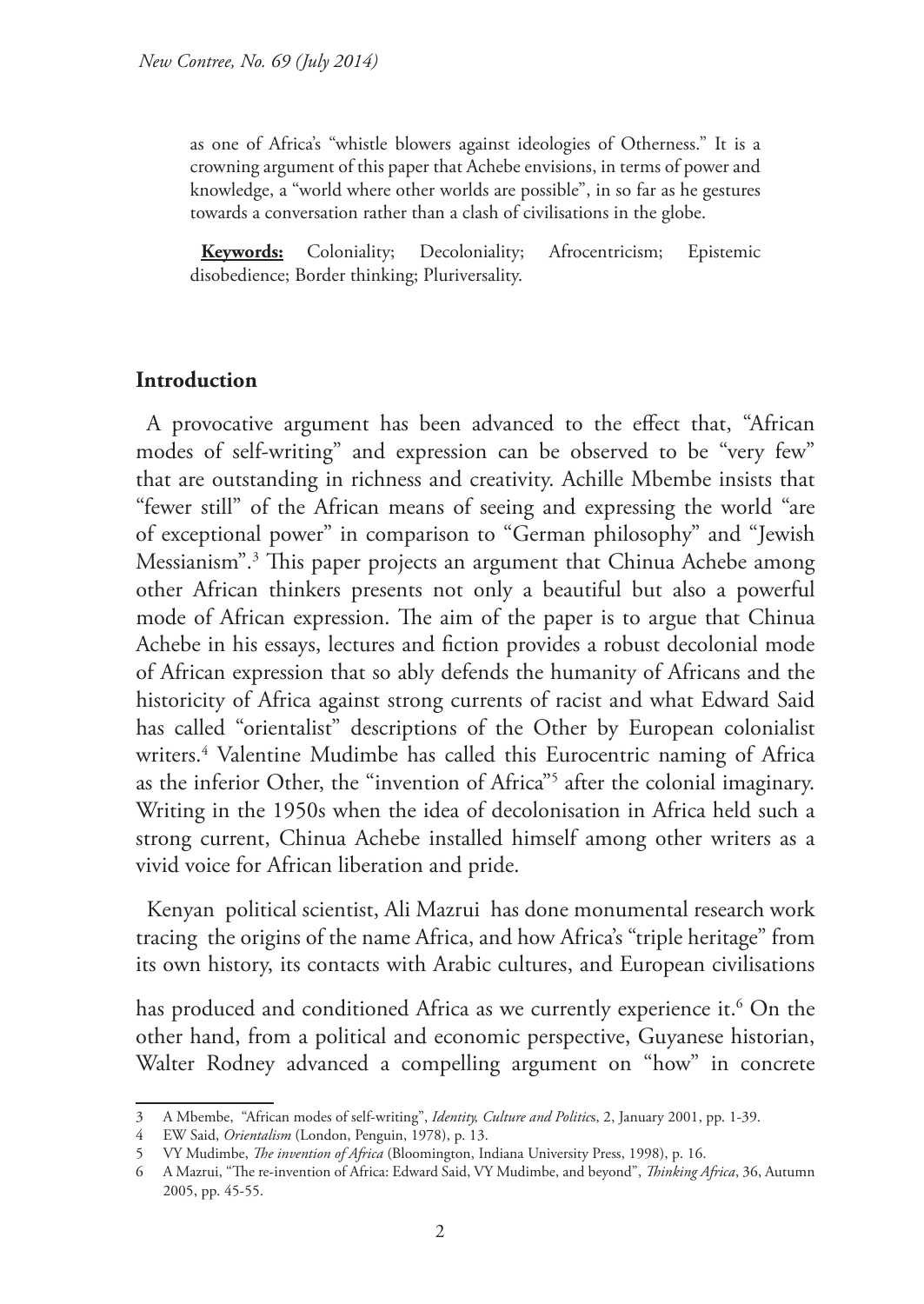as one of Africa's "whistle blowers against ideologies of Otherness." It is a crowning argument of this paper that Achebe envisions, in terms of power and knowledge, a "world where other worlds are possible", in so far as he gestures towards a conversation rather than a clash of civilisations in the globe.

**Keywords:** Coloniality; Decoloniality; Afrocentricism; Epistemic disobedience; Border thinking; Pluriversality.

## Introduction

A provocative argument has been advanced to the effect that, "African modes of self-writing" and expression can be observed to be "very few" that are outstanding in richness and creativity. Achille Mbembe insists that "fewer still" of the African means of seeing and expressing the world "are of exceptional power" in comparison to "German philosophy" and "Jewish Messianism".[3] This paper projects an argument that Chinua Achebe among other African thinkers presents not only a beautiful but also a powerful mode of African expression. The aim of the paper is to argue that Chinua Achebe in his essays, lectures and fiction provides a robust decolonial mode of African expression that so ably defends the humanity of Africans and the historicity of Africa against strong currents of racist and what Edward Said has called "orientalist" descriptions of the Other by European colonialist writers.[4] Valentine Mudimbe has called this Eurocentric naming of Africa as the inferior Other, the "invention of Africa"[5] after the colonial imaginary. Writing in the 1950s when the idea of decolonisation in Africa held such a strong current, Chinua Achebe installed himself among other writers as a vivid voice for African liberation and pride.

Kenyan political scientist, Ali Mazrui has done monumental research work tracing the origins of the name Africa, and how Africa's "triple heritage" from its own history, its contacts with Arabic cultures, and European civilisations has produced and conditioned Africa as we currently experience it.[6] On the other hand, from a political and economic perspective, Guyanese historian, Walter Rodney advanced a compelling argument on "how" in concrete

---

3 A Mbembe, "African modes of self-writing", *Identity, Culture and Politics*, 2, January 2001, pp. 1-39.

4 EW Said, *Orientalism* (London, Penguin, 1978), p. 13.

5 VY Mudimbe, *The invention of Africa* (Bloomington, Indiana University Press, 1998), p. 16.

6 A Mazrui, "The re-invention of Africa: Edward Said, VY Mudimbe, and beyond", *Thinking Africa*, 36, Autumn 2005, pp. 45-55.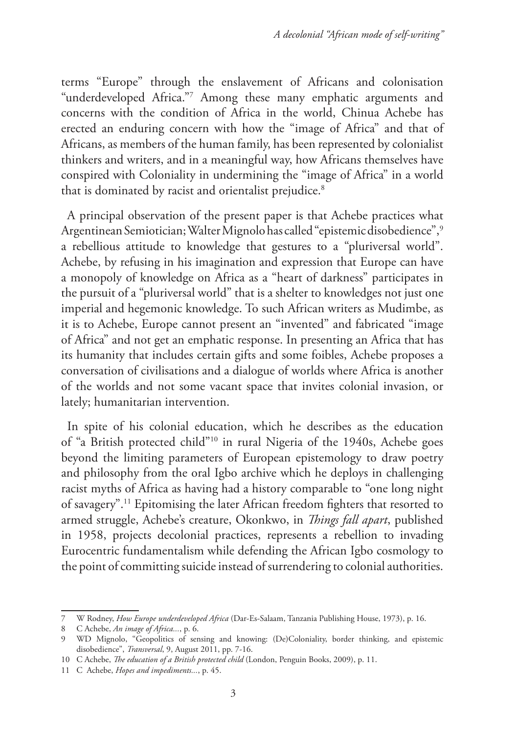terms "Europe" through the enslavement of Africans and colonisation "underdeveloped Africa."[7] Among these many emphatic arguments and concerns with the condition of Africa in the world, Chinua Achebe has erected an enduring concern with how the "image of Africa" and that of Africans, as members of the human family, has been represented by colonialist thinkers and writers, and in a meaningful way, how Africans themselves have conspired with Coloniality in undermining the "image of Africa" in a world that is dominated by racist and orientalist prejudice.[8]

A principal observation of the present paper is that Achebe practices what Argentinean Semiotician; Walter Mignolo has called "epistemic disobedience",[9] a rebellious attitude to knowledge that gestures to a "pluriversal world". Achebe, by refusing in his imagination and expression that Europe can have a monopoly of knowledge on Africa as a "heart of darkness" participates in the pursuit of a "pluriversal world" that is a shelter to knowledges not just one imperial and hegemonic knowledge. To such African writers as Mudimbe, as it is to Achebe, Europe cannot present an "invented" and fabricated "image of Africa" and not get an emphatic response. In presenting an Africa that has its humanity that includes certain gifts and some foibles, Achebe proposes a conversation of civilisations and a dialogue of worlds where Africa is another of the worlds and not some vacant space that invites colonial invasion, or lately; humanitarian intervention.

In spite of his colonial education, which he describes as the education of "a British protected child"[10] in rural Nigeria of the 1940s, Achebe goes beyond the limiting parameters of European epistemology to draw poetry and philosophy from the oral Igbo archive which he deploys in challenging racist myths of Africa as having had a history comparable to "one long night of savagery".[11] Epitomising the later African freedom fighters that resorted to armed struggle, Achebe's creature, Okonkwo, in *Things fall apart*, published in 1958, projects decolonial practices, represents a rebellion to invading Eurocentric fundamentalism while defending the African Igbo cosmology to the point of committing suicide instead of surrendering to colonial authorities.

---

7 W Rodney, *How Europe underdeveloped Africa* (Dar-Es-Salaam, Tanzania Publishing House, 1973), p. 16.

8 C Achebe, *An image of Africa...*, p. 6.

9 WD Mignolo, "Geopolitics of sensing and knowing: (De)Coloniality, border thinking, and epistemic disobedience", *Transversal*, 9, August 2011, pp. 7-16.

10 C Achebe, *The education of a British protected child* (London, Penguin Books, 2009), p. 11.

11 C Achebe, *Hopes and impediments...*, p. 45.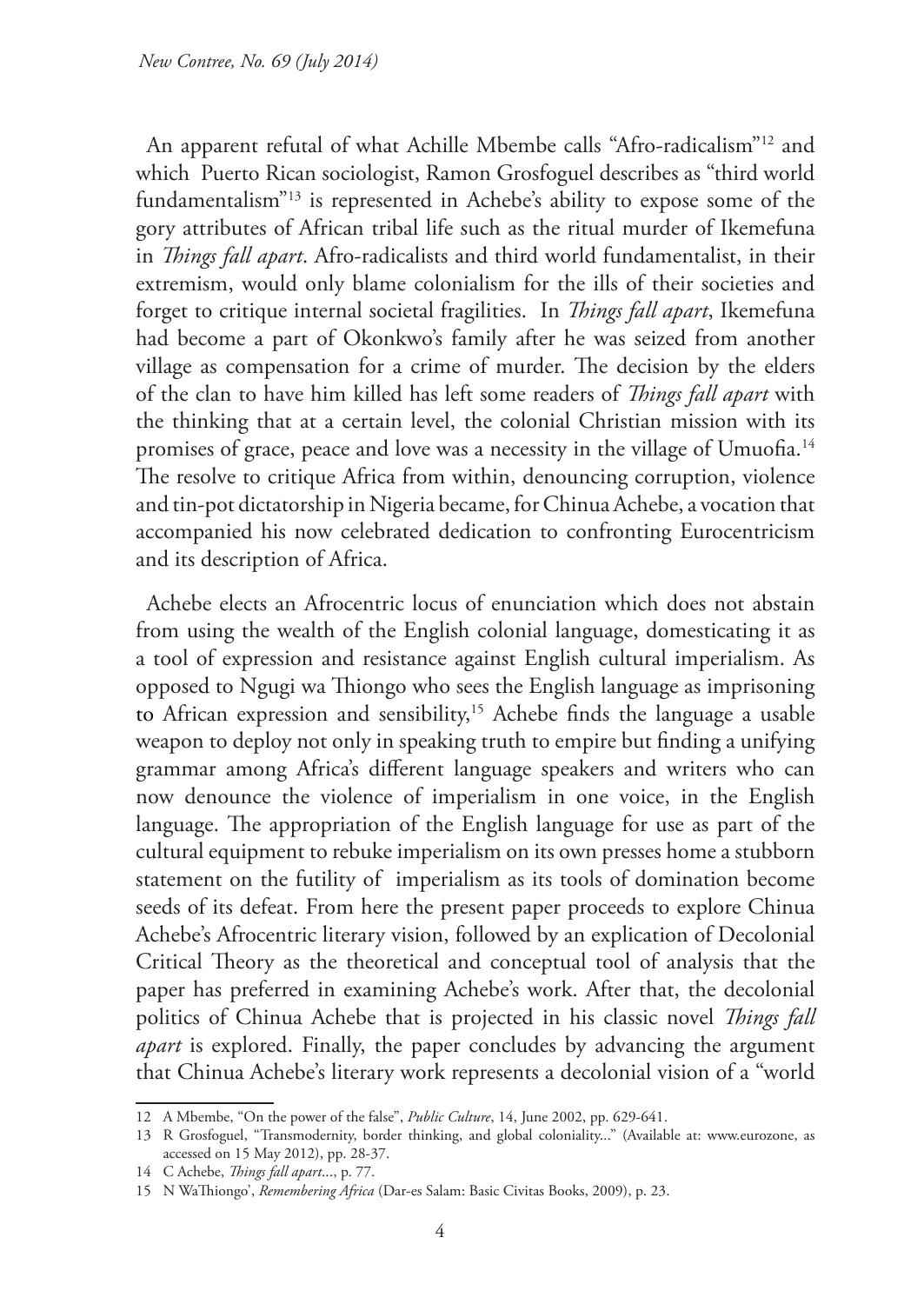An apparent refutal of what Achille Mbembe calls "Afro-radicalism"[12] and which Puerto Rican sociologist, Ramon Grosfoguel describes as "third world fundamentalism"[13] is represented in Achebe's ability to expose some of the gory attributes of African tribal life such as the ritual murder of Ikemefuna in *Things fall apart*. Afro-radicalists and third world fundamentalist, in their extremism, would only blame colonialism for the ills of their societies and forget to critique internal societal fragilities. In *Things fall apart*, Ikemefuna had become a part of Okonkwo's family after he was seized from another village as compensation for a crime of murder. The decision by the elders of the clan to have him killed has left some readers of *Things fall apart* with the thinking that at a certain level, the colonial Christian mission with its promises of grace, peace and love was a necessity in the village of Umuofia.[14] The resolve to critique Africa from within, denouncing corruption, violence and tin-pot dictatorship in Nigeria became, for Chinua Achebe, a vocation that accompanied his now celebrated dedication to confronting Eurocentricism and its description of Africa.

Achebe elects an Afrocentric locus of enunciation which does not abstain from using the wealth of the English colonial language, domesticating it as a tool of expression and resistance against English cultural imperialism. As opposed to Ngugi wa Thiongo who sees the English language as imprisoning to African expression and sensibility,[15] Achebe finds the language a usable weapon to deploy not only in speaking truth to empire but finding a unifying grammar among Africa's different language speakers and writers who can now denounce the violence of imperialism in one voice, in the English language. The appropriation of the English language for use as part of the cultural equipment to rebuke imperialism on its own presses home a stubborn statement on the futility of imperialism as its tools of domination become seeds of its defeat. From here the present paper proceeds to explore Chinua Achebe's Afrocentric literary vision, followed by an explication of Decolonial Critical Theory as the theoretical and conceptual tool of analysis that the paper has preferred in examining Achebe's work. After that, the decolonial politics of Chinua Achebe that is projected in his classic novel *Things fall apart* is explored. Finally, the paper concludes by advancing the argument that Chinua Achebe's literary work represents a decolonial vision of a "world

---

12 A Mbembe, "On the power of the false", *Public Culture*, 14, June 2002, pp. 629-641.

13 R Grosfoguel, "Transmodernity, border thinking, and global coloniality..." (Available at: www.eurozone, as accessed on 15 May 2012), pp. 28-37.

14 C Achebe, *Things fall apart*..., p. 77.

15 N WaThiongo', *Remembering Africa* (Dar-es Salam: Basic Civitas Books, 2009), p. 23.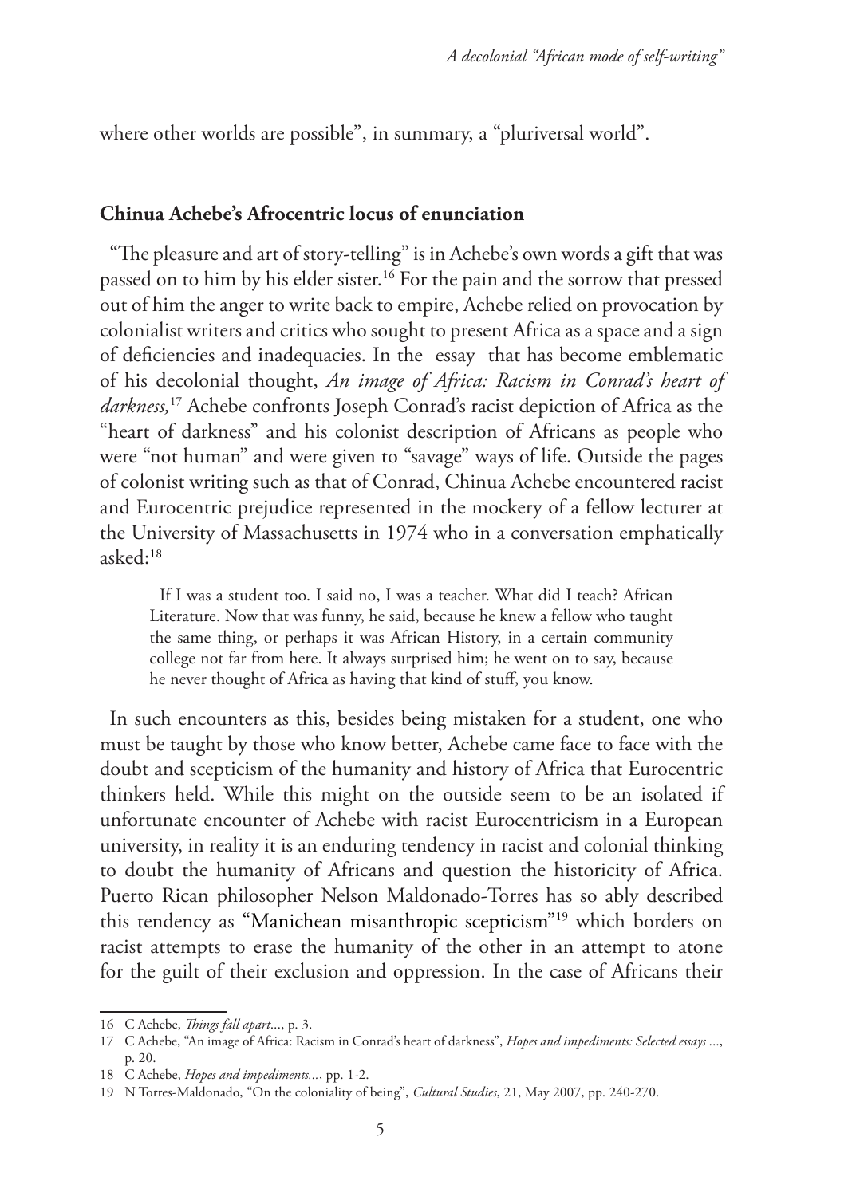where other worlds are possible", in summary, a "pluriversal world".

## Chinua Achebe's Afrocentric locus of enunciation

"The pleasure and art of story-telling" is in Achebe's own words a gift that was passed on to him by his elder sister.[16] For the pain and the sorrow that pressed out of him the anger to write back to empire, Achebe relied on provocation by colonialist writers and critics who sought to present Africa as a space and a sign of deficiencies and inadequacies. In the essay that has become emblematic of his decolonial thought, *An image of Africa: Racism in Conrad's heart of darkness,*[17] Achebe confronts Joseph Conrad's racist depiction of Africa as the "heart of darkness" and his colonist description of Africans as people who were "not human" and were given to "savage" ways of life. Outside the pages of colonist writing such as that of Conrad, Chinua Achebe encountered racist and Eurocentric prejudice represented in the mockery of a fellow lecturer at the University of Massachusetts in 1974 who in a conversation emphatically asked:[18]

> If I was a student too. I said no, I was a teacher. What did I teach? African Literature. Now that was funny, he said, because he knew a fellow who taught the same thing, or perhaps it was African History, in a certain community college not far from here. It always surprised him; he went on to say, because he never thought of Africa as having that kind of stuff, you know.

In such encounters as this, besides being mistaken for a student, one who must be taught by those who know better, Achebe came face to face with the doubt and scepticism of the humanity and history of Africa that Eurocentric thinkers held. While this might on the outside seem to be an isolated if unfortunate encounter of Achebe with racist Eurocentricism in a European university, in reality it is an enduring tendency in racist and colonial thinking to doubt the humanity of Africans and question the historicity of Africa. Puerto Rican philosopher Nelson Maldonado-Torres has so ably described this tendency as "Manichean misanthropic scepticism"[19] which borders on racist attempts to erase the humanity of the other in an attempt to atone for the guilt of their exclusion and oppression. In the case of Africans their

---

16 C Achebe, *Things fall apart*..., p. 3.

17 C Achebe, "An image of Africa: Racism in Conrad's heart of darkness", *Hopes and impediments: Selected essays* ..., p. 20.

18 C Achebe, *Hopes and impediments*..., pp. 1-2.

19 N Torres-Maldonado, "On the coloniality of being", *Cultural Studies*, 21, May 2007, pp. 240-270.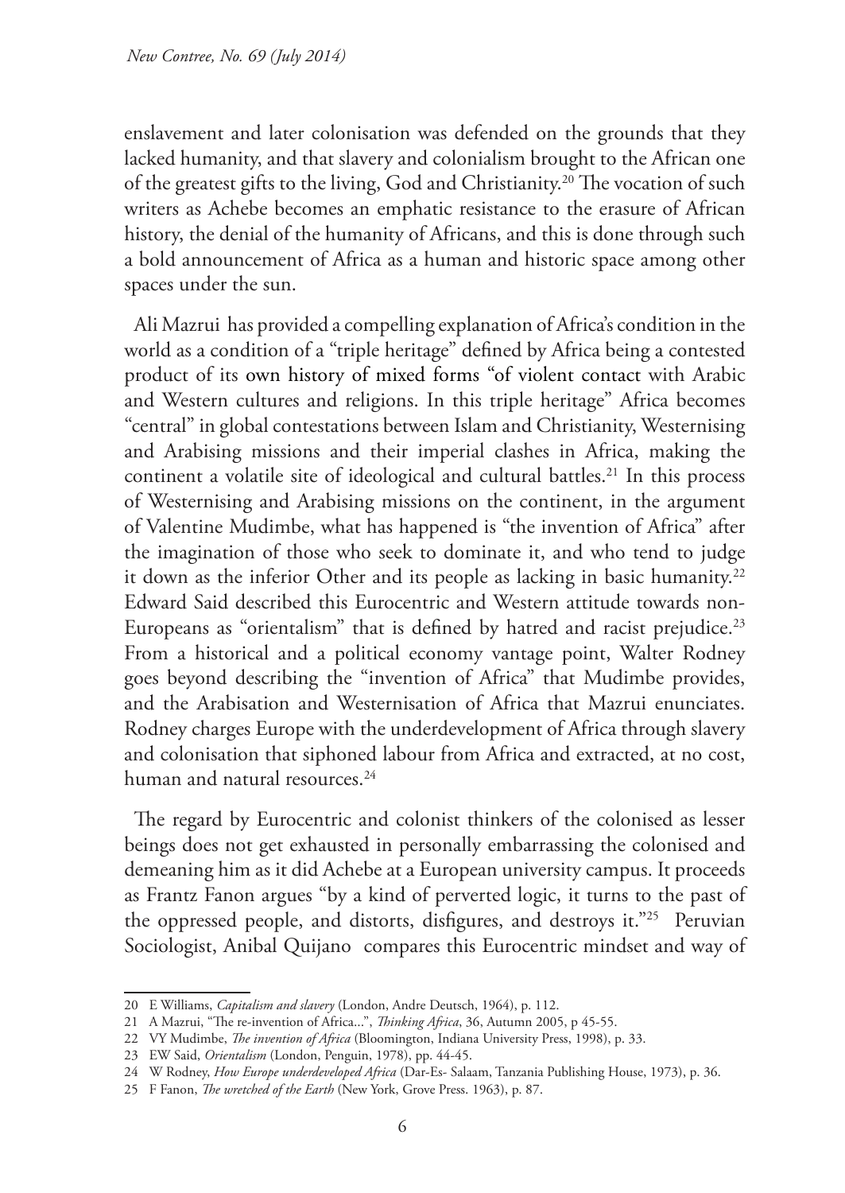enslavement and later colonisation was defended on the grounds that they lacked humanity, and that slavery and colonialism brought to the African one of the greatest gifts to the living, God and Christianity.[20] The vocation of such writers as Achebe becomes an emphatic resistance to the erasure of African history, the denial of the humanity of Africans, and this is done through such a bold announcement of Africa as a human and historic space among other spaces under the sun.

Ali Mazrui has provided a compelling explanation of Africa's condition in the world as a condition of a "triple heritage" defined by Africa being a contested product of its own history of mixed forms "of violent contact with Arabic and Western cultures and religions. In this triple heritage" Africa becomes "central" in global contestations between Islam and Christianity, Westernising and Arabising missions and their imperial clashes in Africa, making the continent a volatile site of ideological and cultural battles.[21] In this process of Westernising and Arabising missions on the continent, in the argument of Valentine Mudimbe, what has happened is "the invention of Africa" after the imagination of those who seek to dominate it, and who tend to judge it down as the inferior Other and its people as lacking in basic humanity.[22] Edward Said described this Eurocentric and Western attitude towards non-Europeans as "orientalism" that is defined by hatred and racist prejudice.[23] From a historical and a political economy vantage point, Walter Rodney goes beyond describing the "invention of Africa" that Mudimbe provides, and the Arabisation and Westernisation of Africa that Mazrui enunciates. Rodney charges Europe with the underdevelopment of Africa through slavery and colonisation that siphoned labour from Africa and extracted, at no cost, human and natural resources.[24]

The regard by Eurocentric and colonist thinkers of the colonised as lesser beings does not get exhausted in personally embarrassing the colonised and demeaning him as it did Achebe at a European university campus. It proceeds as Frantz Fanon argues "by a kind of perverted logic, it turns to the past of the oppressed people, and distorts, disfigures, and destroys it."[25] Peruvian Sociologist, Anibal Quijano compares this Eurocentric mindset and way of

---

20 E Williams, *Capitalism and slavery* (London, Andre Deutsch, 1964), p. 112.

21 A Mazrui, "The re-invention of Africa...", *Thinking Africa*, 36, Autumn 2005, p 45-55.

22 VY Mudimbe, *The invention of Africa* (Bloomington, Indiana University Press, 1998), p. 33.

23 EW Said, *Orientalism* (London, Penguin, 1978), pp. 44-45.

24 W Rodney, *How Europe underdeveloped Africa* (Dar-Es- Salaam, Tanzania Publishing House, 1973), p. 36.

25 F Fanon, *The wretched of the Earth* (New York, Grove Press. 1963), p. 87.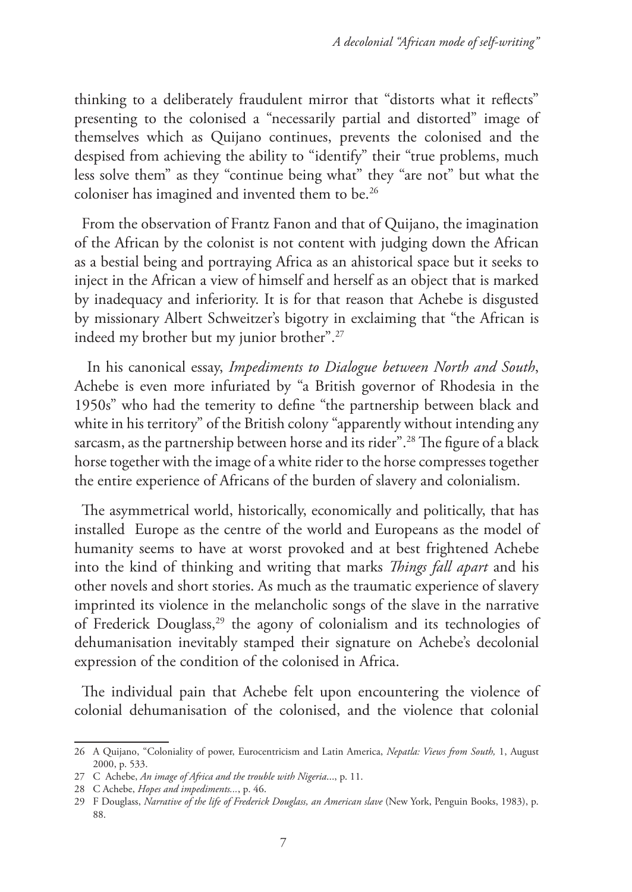thinking to a deliberately fraudulent mirror that "distorts what it reflects" presenting to the colonised a "necessarily partial and distorted" image of themselves which as Quijano continues, prevents the colonised and the despised from achieving the ability to "identify" their "true problems, much less solve them" as they "continue being what" they "are not" but what the coloniser has imagined and invented them to be.[26]

From the observation of Frantz Fanon and that of Quijano, the imagination of the African by the colonist is not content with judging down the African as a bestial being and portraying Africa as an ahistorical space but it seeks to inject in the African a view of himself and herself as an object that is marked by inadequacy and inferiority. It is for that reason that Achebe is disgusted by missionary Albert Schweitzer's bigotry in exclaiming that "the African is indeed my brother but my junior brother".[27]

In his canonical essay, *Impediments to Dialogue between North and South*, Achebe is even more infuriated by "a British governor of Rhodesia in the 1950s" who had the temerity to define "the partnership between black and white in his territory" of the British colony "apparently without intending any sarcasm, as the partnership between horse and its rider".[28] The figure of a black horse together with the image of a white rider to the horse compresses together the entire experience of Africans of the burden of slavery and colonialism.

The asymmetrical world, historically, economically and politically, that has installed Europe as the centre of the world and Europeans as the model of humanity seems to have at worst provoked and at best frightened Achebe into the kind of thinking and writing that marks *Things fall apart* and his other novels and short stories. As much as the traumatic experience of slavery imprinted its violence in the melancholic songs of the slave in the narrative of Frederick Douglass,[29] the agony of colonialism and its technologies of dehumanisation inevitably stamped their signature on Achebe's decolonial expression of the condition of the colonised in Africa.

The individual pain that Achebe felt upon encountering the violence of colonial dehumanisation of the colonised, and the violence that colonial

---

26 A Quijano, "Coloniality of power, Eurocentricism and Latin America, *Nepatla: Views from South,* 1, August 2000, p. 533.

27 C Achebe, *An image of Africa and the trouble with Nigeria*..., p. 11.

28 C Achebe, *Hopes and impediments*..., p. 46.

29 F Douglass, *Narrative of the life of Frederick Douglass, an American slave* (New York, Penguin Books, 1983), p. 88.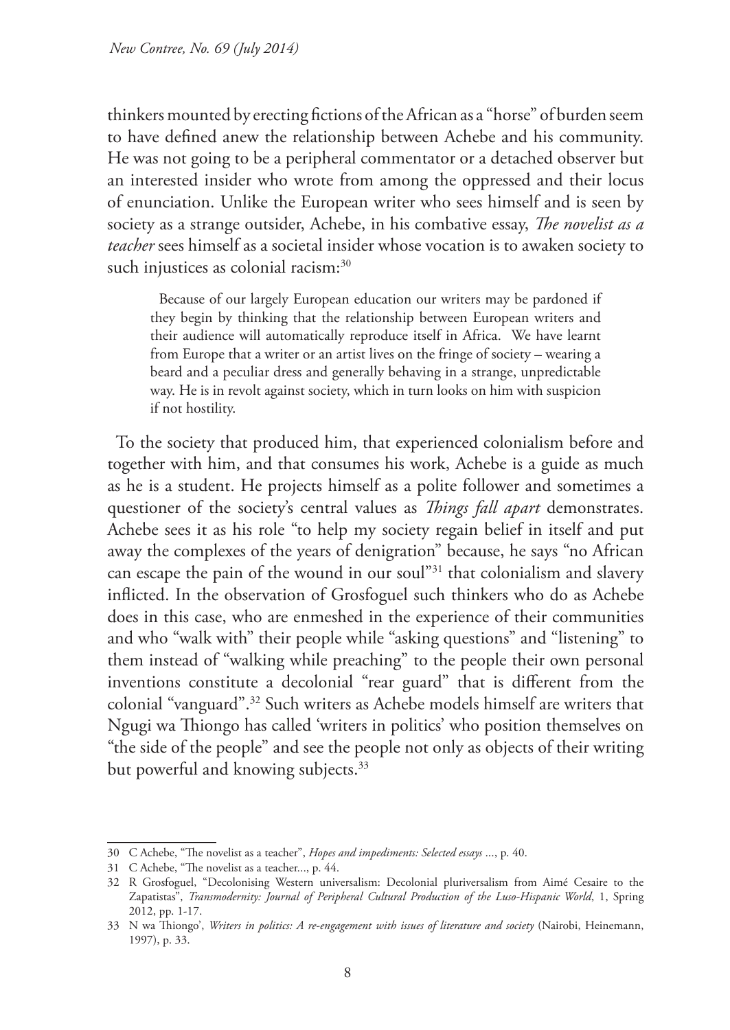thinkers mounted by erecting fictions of the African as a "horse" of burden seem to have defined anew the relationship between Achebe and his community. He was not going to be a peripheral commentator or a detached observer but an interested insider who wrote from among the oppressed and their locus of enunciation. Unlike the European writer who sees himself and is seen by society as a strange outsider, Achebe, in his combative essay, *The novelist as a teacher* sees himself as a societal insider whose vocation is to awaken society to such injustices as colonial racism:[30]

> Because of our largely European education our writers may be pardoned if they begin by thinking that the relationship between European writers and their audience will automatically reproduce itself in Africa. We have learnt from Europe that a writer or an artist lives on the fringe of society – wearing a beard and a peculiar dress and generally behaving in a strange, unpredictable way. He is in revolt against society, which in turn looks on him with suspicion if not hostility.

To the society that produced him, that experienced colonialism before and together with him, and that consumes his work, Achebe is a guide as much as he is a student. He projects himself as a polite follower and sometimes a questioner of the society's central values as *Things fall apart* demonstrates. Achebe sees it as his role "to help my society regain belief in itself and put away the complexes of the years of denigration" because, he says "no African can escape the pain of the wound in our soul"[31] that colonialism and slavery inflicted. In the observation of Grosfoguel such thinkers who do as Achebe does in this case, who are enmeshed in the experience of their communities and who "walk with" their people while "asking questions" and "listening" to them instead of "walking while preaching" to the people their own personal inventions constitute a decolonial "rear guard" that is different from the colonial "vanguard".[32] Such writers as Achebe models himself are writers that Ngugi wa Thiongo has called 'writers in politics' who position themselves on "the side of the people" and see the people not only as objects of their writing but powerful and knowing subjects.[33]

---

30 C Achebe, "The novelist as a teacher", *Hopes and impediments: Selected essays* ..., p. 40.

31 C Achebe, "The novelist as a teacher..., p. 44.

32 R Grosfoguel, "Decolonising Western universalism: Decolonial pluriversalism from Aimé Cesaire to the Zapatistas", *Transmodernity: Journal of Peripheral Cultural Production of the Luso-Hispanic World*, 1, Spring 2012, pp. 1-17.

33 N wa Thiongo', *Writers in politics: A re-engagement with issues of literature and society* (Nairobi, Heinemann, 1997), p. 33.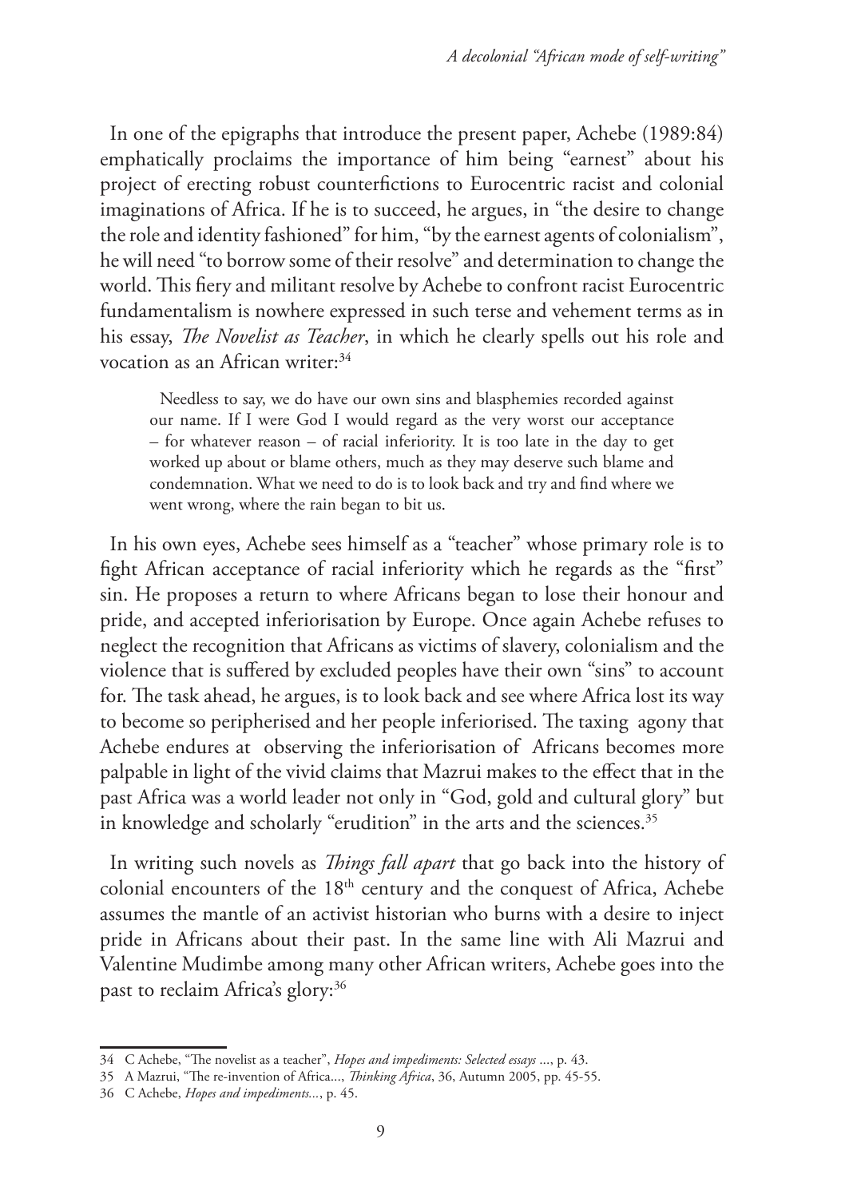In one of the epigraphs that introduce the present paper, Achebe (1989:84) emphatically proclaims the importance of him being "earnest" about his project of erecting robust counterfictions to Eurocentric racist and colonial imaginations of Africa. If he is to succeed, he argues, in "the desire to change the role and identity fashioned" for him, "by the earnest agents of colonialism", he will need "to borrow some of their resolve" and determination to change the world. This fiery and militant resolve by Achebe to confront racist Eurocentric fundamentalism is nowhere expressed in such terse and vehement terms as in his essay, *The Novelist as Teacher*, in which he clearly spells out his role and vocation as an African writer:[34]

> Needless to say, we do have our own sins and blasphemies recorded against our name. If I were God I would regard as the very worst our acceptance – for whatever reason – of racial inferiority. It is too late in the day to get worked up about or blame others, much as they may deserve such blame and condemnation. What we need to do is to look back and try and find where we went wrong, where the rain began to bit us.

In his own eyes, Achebe sees himself as a "teacher" whose primary role is to fight African acceptance of racial inferiority which he regards as the "first" sin. He proposes a return to where Africans began to lose their honour and pride, and accepted inferiorisation by Europe. Once again Achebe refuses to neglect the recognition that Africans as victims of slavery, colonialism and the violence that is suffered by excluded peoples have their own "sins" to account for. The task ahead, he argues, is to look back and see where Africa lost its way to become so peripherised and her people inferiorised. The taxing agony that Achebe endures at observing the inferiorisation of Africans becomes more palpable in light of the vivid claims that Mazrui makes to the effect that in the past Africa was a world leader not only in "God, gold and cultural glory" but in knowledge and scholarly "erudition" in the arts and the sciences.[35]

In writing such novels as *Things fall apart* that go back into the history of colonial encounters of the 18th century and the conquest of Africa, Achebe assumes the mantle of an activist historian who burns with a desire to inject pride in Africans about their past. In the same line with Ali Mazrui and Valentine Mudimbe among many other African writers, Achebe goes into the past to reclaim Africa's glory:[36]

---

34 C Achebe, "The novelist as a teacher", *Hopes and impediments: Selected essays* ..., p. 43.

35 A Mazrui, "The re-invention of Africa...., *Thinking Africa*, 36, Autumn 2005, pp. 45-55.

36 C Achebe, *Hopes and impediments...*, p. 45.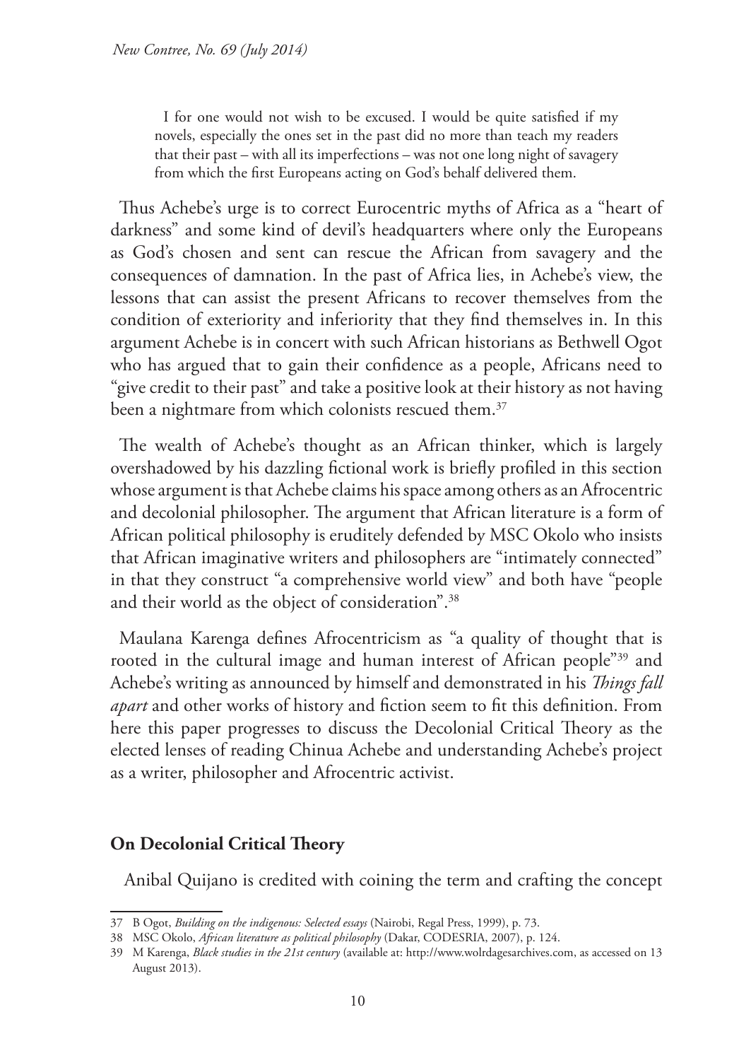> I for one would not wish to be excused. I would be quite satisfied if my novels, especially the ones set in the past did no more than teach my readers that their past – with all its imperfections – was not one long night of savagery from which the first Europeans acting on God's behalf delivered them.

Thus Achebe's urge is to correct Eurocentric myths of Africa as a "heart of darkness" and some kind of devil's headquarters where only the Europeans as God's chosen and sent can rescue the African from savagery and the consequences of damnation. In the past of Africa lies, in Achebe's view, the lessons that can assist the present Africans to recover themselves from the condition of exteriority and inferiority that they find themselves in. In this argument Achebe is in concert with such African historians as Bethwell Ogot who has argued that to gain their confidence as a people, Africans need to "give credit to their past" and take a positive look at their history as not having been a nightmare from which colonists rescued them.[37]

The wealth of Achebe's thought as an African thinker, which is largely overshadowed by his dazzling fictional work is briefly profiled in this section whose argument is that Achebe claims his space among others as an Afrocentric and decolonial philosopher. The argument that African literature is a form of African political philosophy is eruditely defended by MSC Okolo who insists that African imaginative writers and philosophers are "intimately connected" in that they construct "a comprehensive world view" and both have "people and their world as the object of consideration".[38]

Maulana Karenga defines Afrocentricism as "a quality of thought that is rooted in the cultural image and human interest of African people"[39] and Achebe's writing as announced by himself and demonstrated in his *Things fall apart* and other works of history and fiction seem to fit this definition. From here this paper progresses to discuss the Decolonial Critical Theory as the elected lenses of reading Chinua Achebe and understanding Achebe's project as a writer, philosopher and Afrocentric activist.

## On Decolonial Critical Theory

Anibal Quijano is credited with coining the term and crafting the concept

---

37 B Ogot, *Building on the indigenous: Selected essays* (Nairobi, Regal Press, 1999), p. 73.

38 MSC Okolo, *African literature as political philosophy* (Dakar, CODESRIA, 2007), p. 124.

39 M Karenga, *Black studies in the 21st century* (available at: http://www.wolrdagesarchives.com, as accessed on 13 August 2013).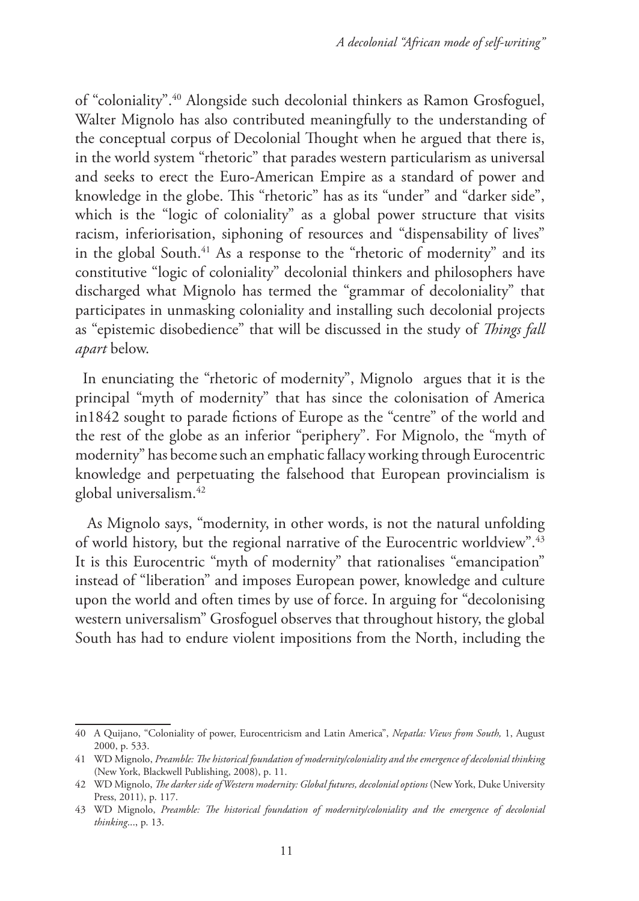of "coloniality".[40] Alongside such decolonial thinkers as Ramon Grosfoguel, Walter Mignolo has also contributed meaningfully to the understanding of the conceptual corpus of Decolonial Thought when he argued that there is, in the world system "rhetoric" that parades western particularism as universal and seeks to erect the Euro-American Empire as a standard of power and knowledge in the globe. This "rhetoric" has as its "under" and "darker side", which is the "logic of coloniality" as a global power structure that visits racism, inferiorisation, siphoning of resources and "dispensability of lives" in the global South.[41] As a response to the "rhetoric of modernity" and its constitutive "logic of coloniality" decolonial thinkers and philosophers have discharged what Mignolo has termed the "grammar of decoloniality" that participates in unmasking coloniality and installing such decolonial projects as "epistemic disobedience" that will be discussed in the study of *Things fall apart* below.

In enunciating the "rhetoric of modernity", Mignolo argues that it is the principal "myth of modernity" that has since the colonisation of America in1842 sought to parade fictions of Europe as the "centre" of the world and the rest of the globe as an inferior "periphery". For Mignolo, the "myth of modernity" has become such an emphatic fallacy working through Eurocentric knowledge and perpetuating the falsehood that European provincialism is global universalism.[42]

As Mignolo says, "modernity, in other words, is not the natural unfolding of world history, but the regional narrative of the Eurocentric worldview".[43] It is this Eurocentric "myth of modernity" that rationalises "emancipation" instead of "liberation" and imposes European power, knowledge and culture upon the world and often times by use of force. In arguing for "decolonising western universalism" Grosfoguel observes that throughout history, the global South has had to endure violent impositions from the North, including the

---

40 A Quijano, "Coloniality of power, Eurocentricism and Latin America", *Nepatla: Views from South,* 1, August 2000, p. 533.

41 WD Mignolo, *Preamble: The historical foundation of modernity/coloniality and the emergence of decolonial thinking* (New York, Blackwell Publishing, 2008), p. 11.

42 WD Mignolo, *The darker side of Western modernity: Global futures, decolonial options* (New York, Duke University Press, 2011), p. 117.

43 WD Mignolo, *Preamble: The historical foundation of modernity/coloniality and the emergence of decolonial thinking*..., p. 13.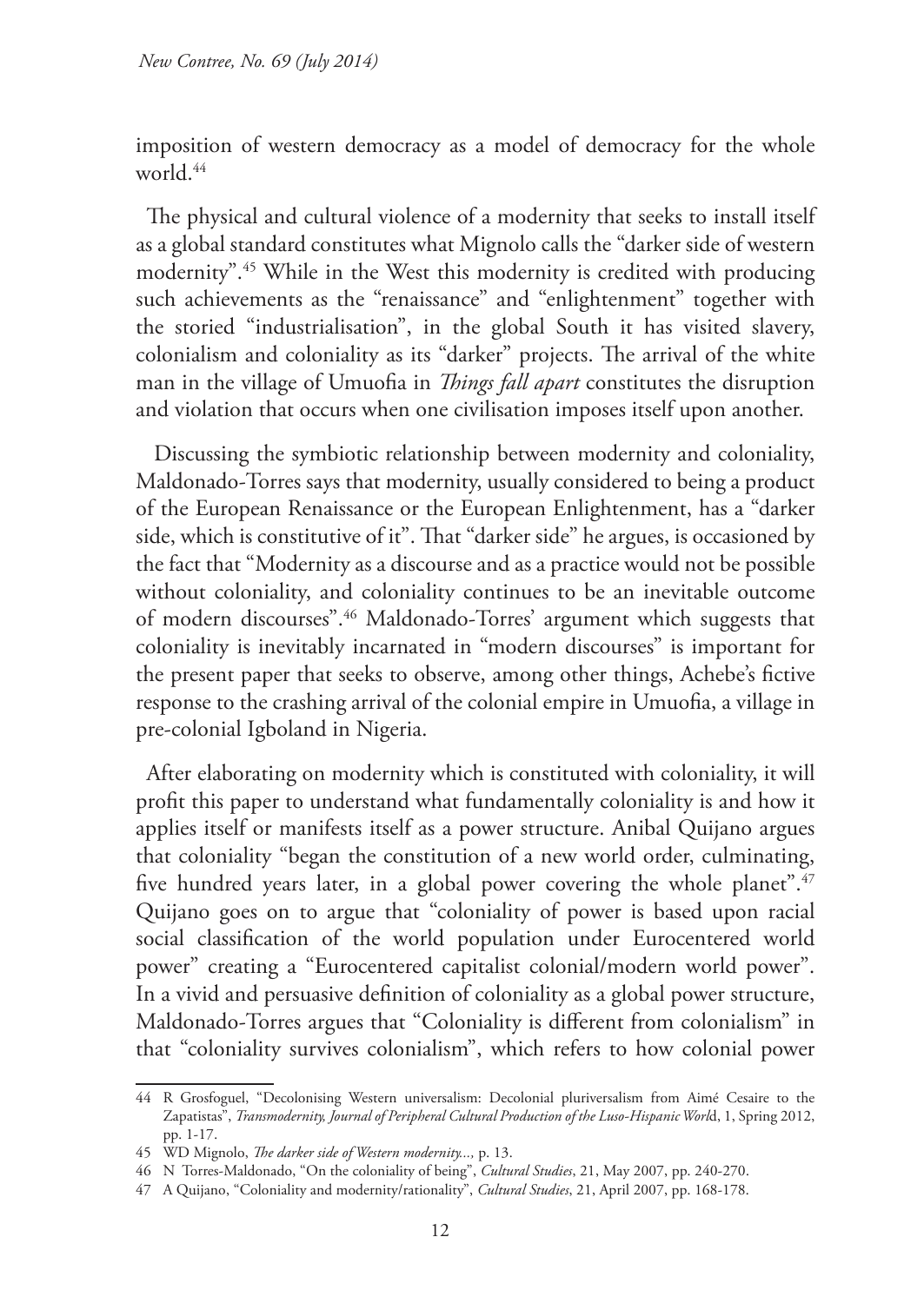imposition of western democracy as a model of democracy for the whole world.[44]

The physical and cultural violence of a modernity that seeks to install itself as a global standard constitutes what Mignolo calls the "darker side of western modernity".[45] While in the West this modernity is credited with producing such achievements as the "renaissance" and "enlightenment" together with the storied "industrialisation", in the global South it has visited slavery, colonialism and coloniality as its "darker" projects. The arrival of the white man in the village of Umuofia in *Things fall apart* constitutes the disruption and violation that occurs when one civilisation imposes itself upon another.

Discussing the symbiotic relationship between modernity and coloniality, Maldonado-Torres says that modernity, usually considered to being a product of the European Renaissance or the European Enlightenment, has a "darker side, which is constitutive of it". That "darker side" he argues, is occasioned by the fact that "Modernity as a discourse and as a practice would not be possible without coloniality, and coloniality continues to be an inevitable outcome of modern discourses".[46] Maldonado-Torres' argument which suggests that coloniality is inevitably incarnated in "modern discourses" is important for the present paper that seeks to observe, among other things, Achebe's fictive response to the crashing arrival of the colonial empire in Umuofia, a village in pre-colonial Igboland in Nigeria.

After elaborating on modernity which is constituted with coloniality, it will profit this paper to understand what fundamentally coloniality is and how it applies itself or manifests itself as a power structure. Anibal Quijano argues that coloniality "began the constitution of a new world order, culminating, five hundred years later, in a global power covering the whole planet".[47] Quijano goes on to argue that "coloniality of power is based upon racial social classification of the world population under Eurocentered world power" creating a "Eurocentered capitalist colonial/modern world power". In a vivid and persuasive definition of coloniality as a global power structure, Maldonado-Torres argues that "Coloniality is different from colonialism" in that "coloniality survives colonialism", which refers to how colonial power

---

44 R Grosfoguel, "Decolonising Western universalism: Decolonial pluriversalism from Aimé Cesaire to the Zapatistas", *Transmodernity, Journal of Peripheral Cultural Production of the Luso-Hispanic Worl*d, 1, Spring 2012, pp. 1-17.

45 WD Mignolo, *The darker side of Western modernity...*, p. 13.

46 N Torres-Maldonado, "On the coloniality of being", *Cultural Studies*, 21, May 2007, pp. 240-270.

47 A Quijano, "Coloniality and modernity/rationality", *Cultural Studies*, 21, April 2007, pp. 168-178.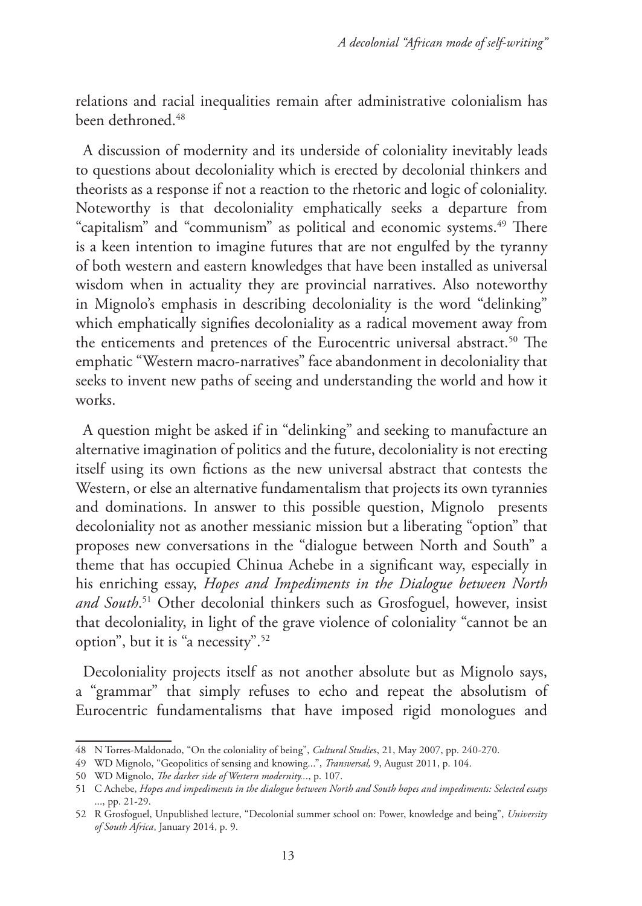relations and racial inequalities remain after administrative colonialism has been dethroned.[48]

A discussion of modernity and its underside of coloniality inevitably leads to questions about decoloniality which is erected by decolonial thinkers and theorists as a response if not a reaction to the rhetoric and logic of coloniality. Noteworthy is that decoloniality emphatically seeks a departure from "capitalism" and "communism" as political and economic systems.[49] There is a keen intention to imagine futures that are not engulfed by the tyranny of both western and eastern knowledges that have been installed as universal wisdom when in actuality they are provincial narratives. Also noteworthy in Mignolo's emphasis in describing decoloniality is the word "delinking" which emphatically signifies decoloniality as a radical movement away from the enticements and pretences of the Eurocentric universal abstract.[50] The emphatic "Western macro-narratives" face abandonment in decoloniality that seeks to invent new paths of seeing and understanding the world and how it works.

A question might be asked if in "delinking" and seeking to manufacture an alternative imagination of politics and the future, decoloniality is not erecting itself using its own fictions as the new universal abstract that contests the Western, or else an alternative fundamentalism that projects its own tyrannies and dominations. In answer to this possible question, Mignolo presents decoloniality not as another messianic mission but a liberating "option" that proposes new conversations in the "dialogue between North and South" a theme that has occupied Chinua Achebe in a significant way, especially in his enriching essay, *Hopes and Impediments in the Dialogue between North and South*.[51] Other decolonial thinkers such as Grosfoguel, however, insist that decoloniality, in light of the grave violence of coloniality "cannot be an option", but it is "a necessity".[52]

Decoloniality projects itself as not another absolute but as Mignolo says, a "grammar" that simply refuses to echo and repeat the absolutism of Eurocentric fundamentalisms that have imposed rigid monologues and

---

48 N Torres-Maldonado, "On the coloniality of being", *Cultural Studies*, 21, May 2007, pp. 240-270.

49 WD Mignolo, "Geopolitics of sensing and knowing...", *Transversal,* 9, August 2011, p. 104.

50 WD Mignolo, *The darker side of Western modernity...*, p. 107.

51 C Achebe, *Hopes and impediments in the dialogue between North and South hopes and impediments: Selected essays ...*, pp. 21-29.

52 R Grosfoguel, Unpublished lecture, "Decolonial summer school on: Power, knowledge and being", *University of South Africa*, January 2014, p. 9.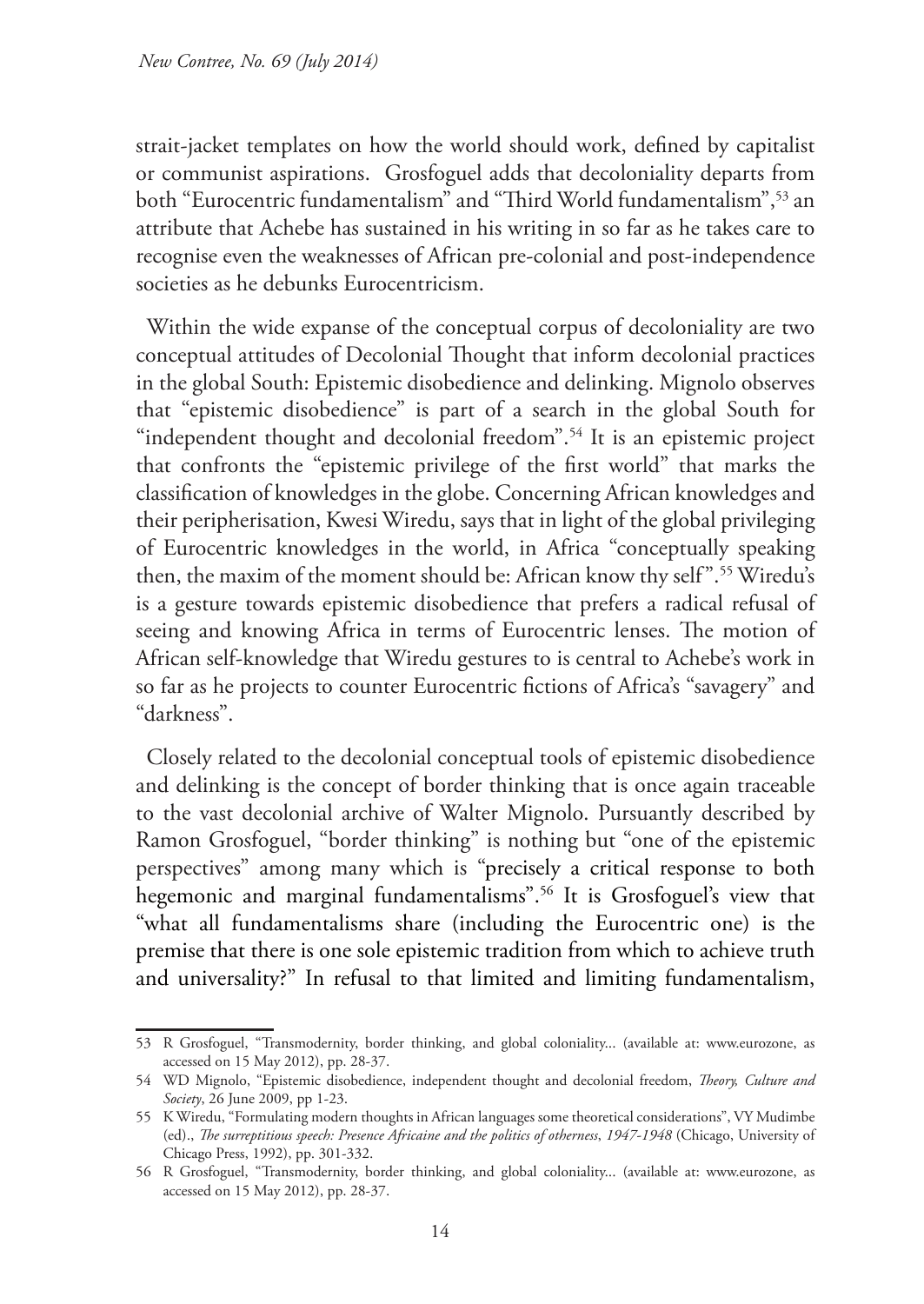strait-jacket templates on how the world should work, defined by capitalist or communist aspirations. Grosfoguel adds that decoloniality departs from both "Eurocentric fundamentalism" and "Third World fundamentalism",[53] an attribute that Achebe has sustained in his writing in so far as he takes care to recognise even the weaknesses of African pre-colonial and post-independence societies as he debunks Eurocentricism.

Within the wide expanse of the conceptual corpus of decoloniality are two conceptual attitudes of Decolonial Thought that inform decolonial practices in the global South: Epistemic disobedience and delinking. Mignolo observes that "epistemic disobedience" is part of a search in the global South for "independent thought and decolonial freedom".[54] It is an epistemic project that confronts the "epistemic privilege of the first world" that marks the classification of knowledges in the globe. Concerning African knowledges and their peripherisation, Kwesi Wiredu, says that in light of the global privileging of Eurocentric knowledges in the world, in Africa "conceptually speaking then, the maxim of the moment should be: African know thy self".[55] Wiredu's is a gesture towards epistemic disobedience that prefers a radical refusal of seeing and knowing Africa in terms of Eurocentric lenses. The motion of African self-knowledge that Wiredu gestures to is central to Achebe's work in so far as he projects to counter Eurocentric fictions of Africa's "savagery" and "darkness".

Closely related to the decolonial conceptual tools of epistemic disobedience and delinking is the concept of border thinking that is once again traceable to the vast decolonial archive of Walter Mignolo. Pursuantly described by Ramon Grosfoguel, "border thinking" is nothing but "one of the epistemic perspectives" among many which is "precisely a critical response to both hegemonic and marginal fundamentalisms".[56] It is Grosfoguel's view that "what all fundamentalisms share (including the Eurocentric one) is the premise that there is one sole epistemic tradition from which to achieve truth and universality?" In refusal to that limited and limiting fundamentalism,

---

53 R Grosfoguel, "Transmodernity, border thinking, and global coloniality... (available at: www.eurozone, as accessed on 15 May 2012), pp. 28-37.

54 WD Mignolo, "Epistemic disobedience, independent thought and decolonial freedom, *Theory, Culture and Society*, 26 June 2009, pp 1-23.

55 K Wiredu, "Formulating modern thoughts in African languages some theoretical considerations", VY Mudimbe (ed)., *The surreptitious speech: Presence Africaine and the politics of otherness, 1947-1948* (Chicago, University of Chicago Press, 1992), pp. 301-332.

56 R Grosfoguel, "Transmodernity, border thinking, and global coloniality... (available at: www.eurozone, as accessed on 15 May 2012), pp. 28-37.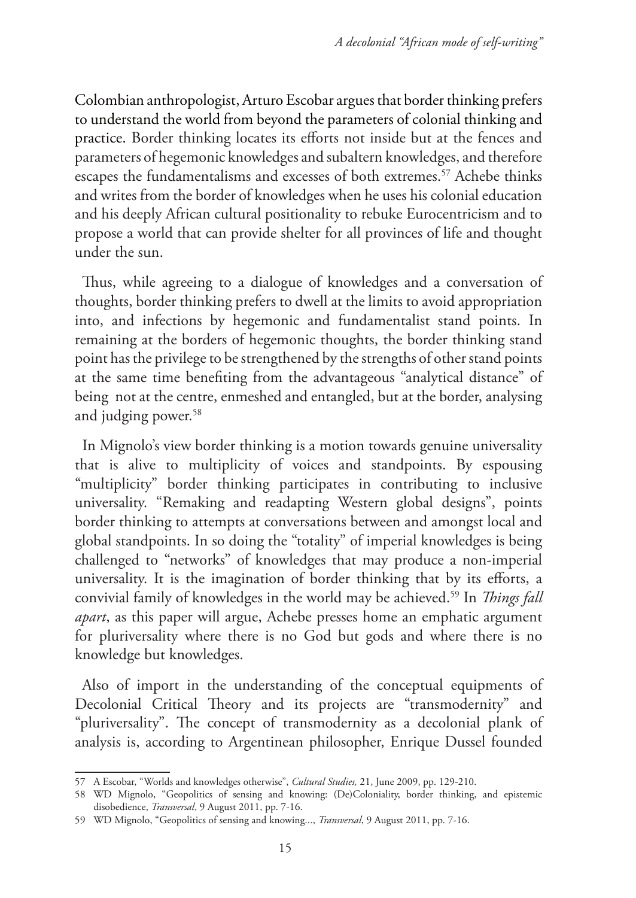Colombian anthropologist, Arturo Escobar argues that border thinking prefers to understand the world from beyond the parameters of colonial thinking and practice. Border thinking locates its efforts not inside but at the fences and parameters of hegemonic knowledges and subaltern knowledges, and therefore escapes the fundamentalisms and excesses of both extremes.[57] Achebe thinks and writes from the border of knowledges when he uses his colonial education and his deeply African cultural positionality to rebuke Eurocentricism and to propose a world that can provide shelter for all provinces of life and thought under the sun.

Thus, while agreeing to a dialogue of knowledges and a conversation of thoughts, border thinking prefers to dwell at the limits to avoid appropriation into, and infections by hegemonic and fundamentalist stand points. In remaining at the borders of hegemonic thoughts, the border thinking stand point has the privilege to be strengthened by the strengths of other stand points at the same time benefiting from the advantageous "analytical distance" of being not at the centre, enmeshed and entangled, but at the border, analysing and judging power.[58]

In Mignolo's view border thinking is a motion towards genuine universality that is alive to multiplicity of voices and standpoints. By espousing "multiplicity" border thinking participates in contributing to inclusive universality. "Remaking and readapting Western global designs", points border thinking to attempts at conversations between and amongst local and global standpoints. In so doing the "totality" of imperial knowledges is being challenged to "networks" of knowledges that may produce a non-imperial universality. It is the imagination of border thinking that by its efforts, a convivial family of knowledges in the world may be achieved.[59] In *Things fall apart*, as this paper will argue, Achebe presses home an emphatic argument for pluriversality where there is no God but gods and where there is no knowledge but knowledges.

Also of import in the understanding of the conceptual equipments of Decolonial Critical Theory and its projects are "transmodernity" and "pluriversality". The concept of transmodernity as a decolonial plank of analysis is, according to Argentinean philosopher, Enrique Dussel founded

---

57 A Escobar, "Worlds and knowledges otherwise", *Cultural Studies,* 21, June 2009, pp. 129-210.

58 WD Mignolo, "Geopolitics of sensing and knowing: (De)Coloniality, border thinking, and epistemic disobedience, *Transversal*, 9 August 2011, pp. 7-16.

59 WD Mignolo, "Geopolitics of sensing and knowing..., *Transversal*, 9 August 2011, pp. 7-16.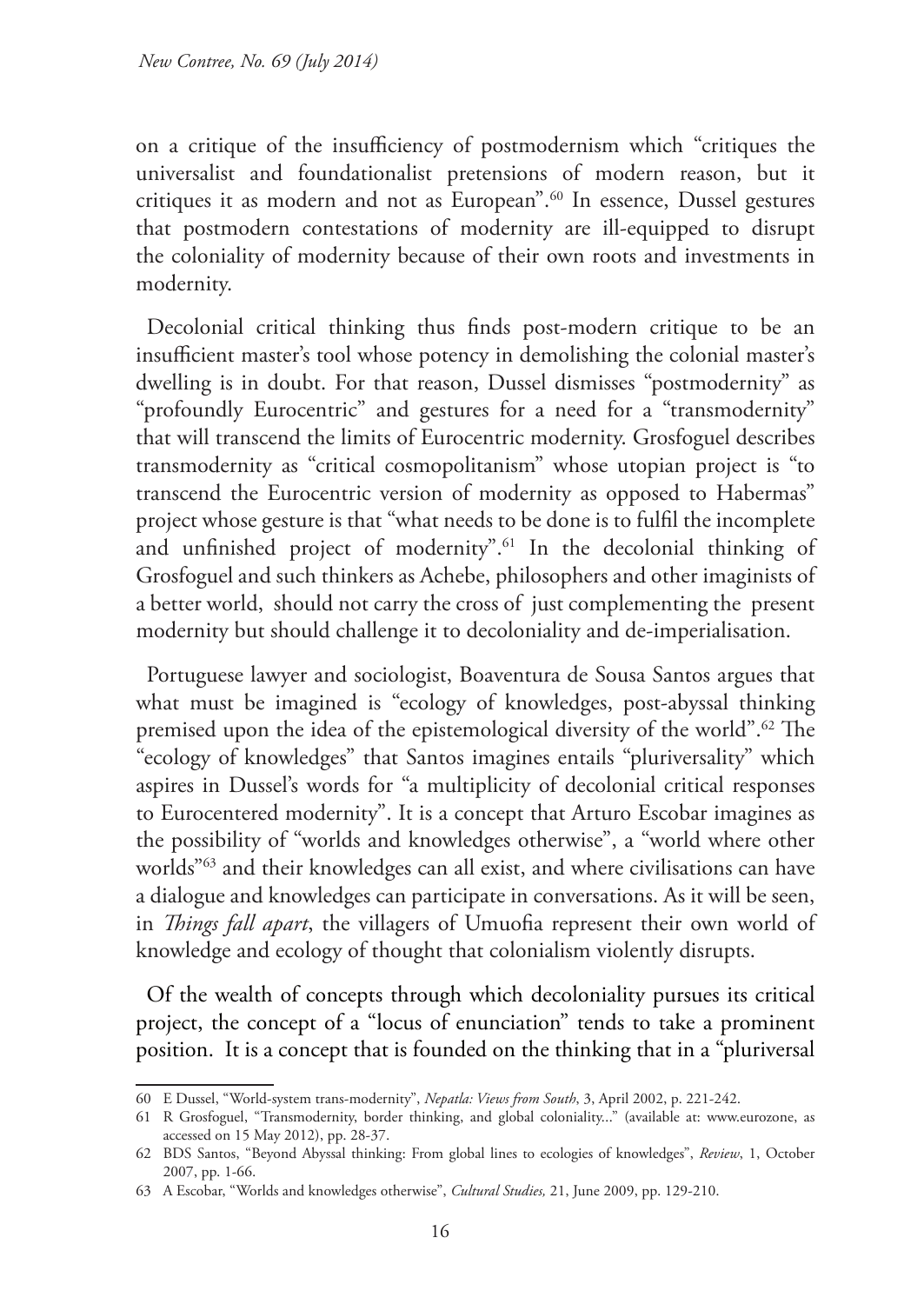on a critique of the insufficiency of postmodernism which "critiques the universalist and foundationalist pretensions of modern reason, but it critiques it as modern and not as European".[60] In essence, Dussel gestures that postmodern contestations of modernity are ill-equipped to disrupt the coloniality of modernity because of their own roots and investments in modernity.

Decolonial critical thinking thus finds post-modern critique to be an insufficient master's tool whose potency in demolishing the colonial master's dwelling is in doubt. For that reason, Dussel dismisses "postmodernity" as "profoundly Eurocentric" and gestures for a need for a "transmodernity" that will transcend the limits of Eurocentric modernity. Grosfoguel describes transmodernity as "critical cosmopolitanism" whose utopian project is "to transcend the Eurocentric version of modernity as opposed to Habermas" project whose gesture is that "what needs to be done is to fulfil the incomplete and unfinished project of modernity".[61] In the decolonial thinking of Grosfoguel and such thinkers as Achebe, philosophers and other imaginists of a better world, should not carry the cross of just complementing the present modernity but should challenge it to decoloniality and de-imperialisation.

Portuguese lawyer and sociologist, Boaventura de Sousa Santos argues that what must be imagined is "ecology of knowledges, post-abyssal thinking premised upon the idea of the epistemological diversity of the world".[62] The "ecology of knowledges" that Santos imagines entails "pluriversality" which aspires in Dussel's words for "a multiplicity of decolonial critical responses to Eurocentered modernity". It is a concept that Arturo Escobar imagines as the possibility of "worlds and knowledges otherwise", a "world where other worlds"[63] and their knowledges can all exist, and where civilisations can have a dialogue and knowledges can participate in conversations. As it will be seen, in *Things fall apart*, the villagers of Umuofia represent their own world of knowledge and ecology of thought that colonialism violently disrupts.

Of the wealth of concepts through which decoloniality pursues its critical project, the concept of a "locus of enunciation" tends to take a prominent position. It is a concept that is founded on the thinking that in a "pluriversal

---

60 E Dussel, "World-system trans-modernity", *Nepatla: Views from South*, 3, April 2002, p. 221-242.

61 R Grosfoguel, "Transmodernity, border thinking, and global coloniality..." (available at: www.eurozone, as accessed on 15 May 2012), pp. 28-37.

62 BDS Santos, "Beyond Abyssal thinking: From global lines to ecologies of knowledges", *Review*, 1, October 2007, pp. 1-66.

63 A Escobar, "Worlds and knowledges otherwise", *Cultural Studies,* 21, June 2009, pp. 129-210.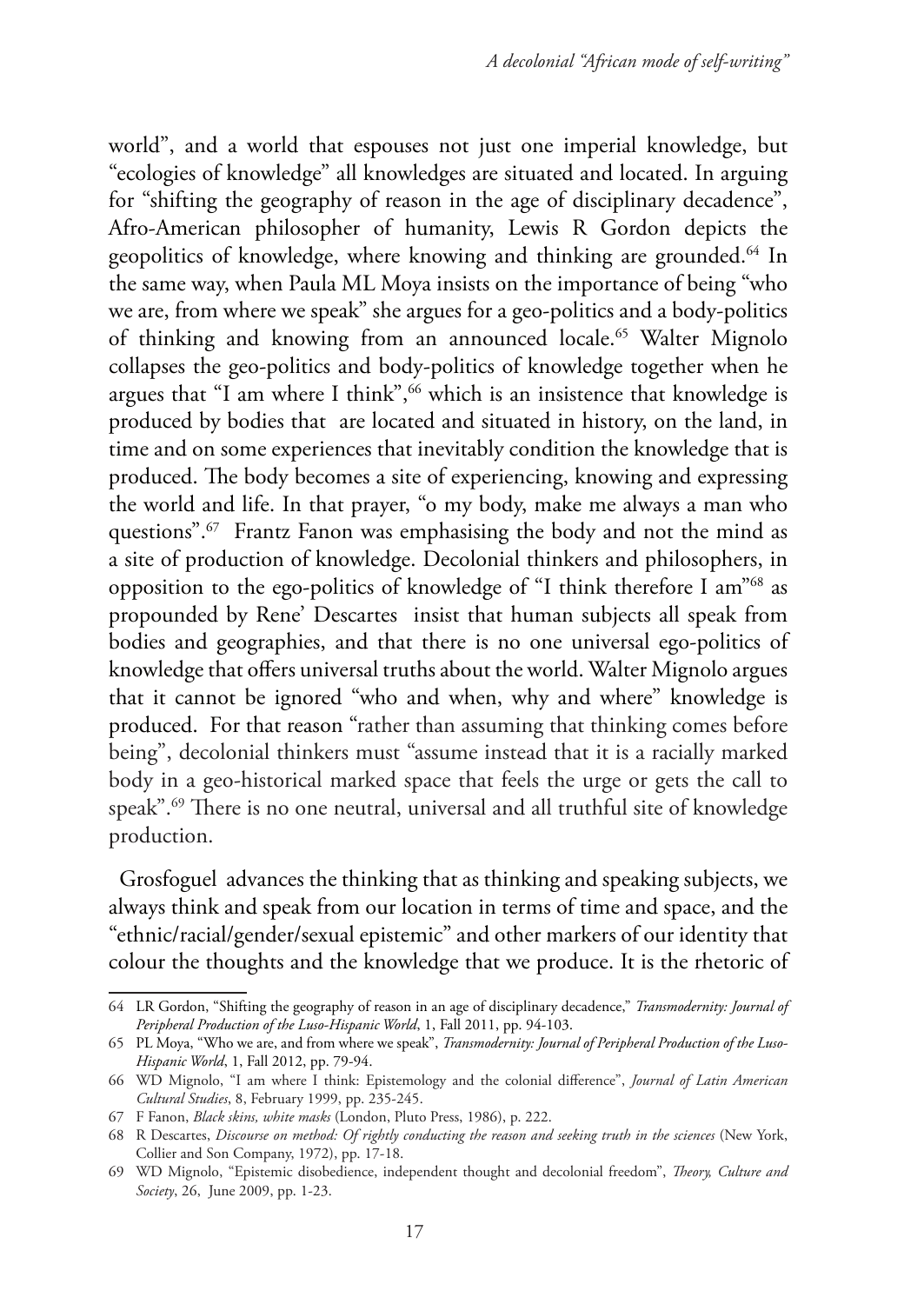world", and a world that espouses not just one imperial knowledge, but "ecologies of knowledge" all knowledges are situated and located. In arguing for "shifting the geography of reason in the age of disciplinary decadence", Afro-American philosopher of humanity, Lewis R Gordon depicts the geopolitics of knowledge, where knowing and thinking are grounded.[64] In the same way, when Paula ML Moya insists on the importance of being "who we are, from where we speak" she argues for a geo-politics and a body-politics of thinking and knowing from an announced locale.[65] Walter Mignolo collapses the geo-politics and body-politics of knowledge together when he argues that "I am where I think",[66] which is an insistence that knowledge is produced by bodies that are located and situated in history, on the land, in time and on some experiences that inevitably condition the knowledge that is produced. The body becomes a site of experiencing, knowing and expressing the world and life. In that prayer, "o my body, make me always a man who questions".[67] Frantz Fanon was emphasising the body and not the mind as a site of production of knowledge. Decolonial thinkers and philosophers, in opposition to the ego-politics of knowledge of "I think therefore I am"[68] as propounded by Rene' Descartes insist that human subjects all speak from bodies and geographies, and that there is no one universal ego-politics of knowledge that offers universal truths about the world. Walter Mignolo argues that it cannot be ignored "who and when, why and where" knowledge is produced. For that reason "rather than assuming that thinking comes before being", decolonial thinkers must "assume instead that it is a racially marked body in a geo-historical marked space that feels the urge or gets the call to speak".[69] There is no one neutral, universal and all truthful site of knowledge production.

Grosfoguel advances the thinking that as thinking and speaking subjects, we always think and speak from our location in terms of time and space, and the "ethnic/racial/gender/sexual epistemic" and other markers of our identity that colour the thoughts and the knowledge that we produce. It is the rhetoric of

---

64 LR Gordon, "Shifting the geography of reason in an age of disciplinary decadence," *Transmodernity: Journal of Peripheral Production of the Luso-Hispanic World*, 1, Fall 2011, pp. 94-103.

65 PL Moya, "Who we are, and from where we speak", *Transmodernity: Journal of Peripheral Production of the Luso-Hispanic World*, 1, Fall 2012, pp. 79-94.

66 WD Mignolo, "I am where I think: Epistemology and the colonial difference", *Journal of Latin American Cultural Studies*, 8, February 1999, pp. 235-245.

67 F Fanon, *Black skins, white masks* (London, Pluto Press, 1986), p. 222.

68 R Descartes, *Discourse on method: Of rightly conducting the reason and seeking truth in the sciences* (New York, Collier and Son Company, 1972), pp. 17-18.

69 WD Mignolo, "Epistemic disobedience, independent thought and decolonial freedom", *Theory, Culture and Society*, 26, June 2009, pp. 1-23.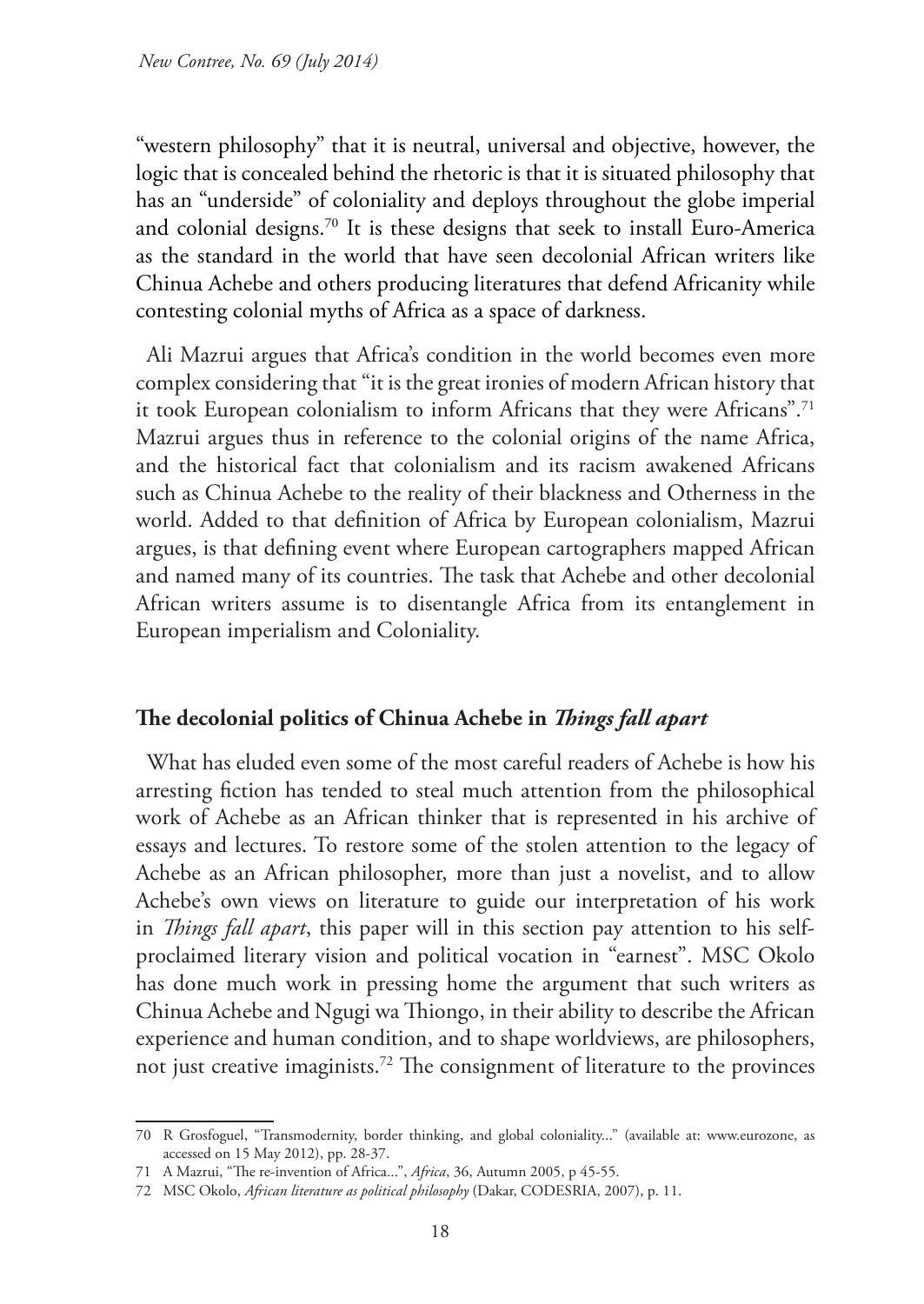"western philosophy" that it is neutral, universal and objective, however, the logic that is concealed behind the rhetoric is that it is situated philosophy that has an "underside" of coloniality and deploys throughout the globe imperial and colonial designs.[70] It is these designs that seek to install Euro-America as the standard in the world that have seen decolonial African writers like Chinua Achebe and others producing literatures that defend Africanity while contesting colonial myths of Africa as a space of darkness.

Ali Mazrui argues that Africa's condition in the world becomes even more complex considering that "it is the great ironies of modern African history that it took European colonialism to inform Africans that they were Africans".[71] Mazrui argues thus in reference to the colonial origins of the name Africa, and the historical fact that colonialism and its racism awakened Africans such as Chinua Achebe to the reality of their blackness and Otherness in the world. Added to that definition of Africa by European colonialism, Mazrui argues, is that defining event where European cartographers mapped African and named many of its countries. The task that Achebe and other decolonial African writers assume is to disentangle Africa from its entanglement in European imperialism and Coloniality.

## The decolonial politics of Chinua Achebe in *Things fall apart*

What has eluded even some of the most careful readers of Achebe is how his arresting fiction has tended to steal much attention from the philosophical work of Achebe as an African thinker that is represented in his archive of essays and lectures. To restore some of the stolen attention to the legacy of Achebe as an African philosopher, more than just a novelist, and to allow Achebe's own views on literature to guide our interpretation of his work in *Things fall apart*, this paper will in this section pay attention to his self-proclaimed literary vision and political vocation in "earnest". MSC Okolo has done much work in pressing home the argument that such writers as Chinua Achebe and Ngugi wa Thiongo, in their ability to describe the African experience and human condition, and to shape worldviews, are philosophers, not just creative imaginists.[72] The consignment of literature to the provinces

---

70 R Grosfoguel, "Transmodernity, border thinking, and global coloniality..." (available at: www.eurozone, as accessed on 15 May 2012), pp. 28-37.

71 A Mazrui, "The re-invention of Africa...", *Africa*, 36, Autumn 2005, p 45-55.

72 MSC Okolo, *African literature as political philosophy* (Dakar, CODESRIA, 2007), p. 11.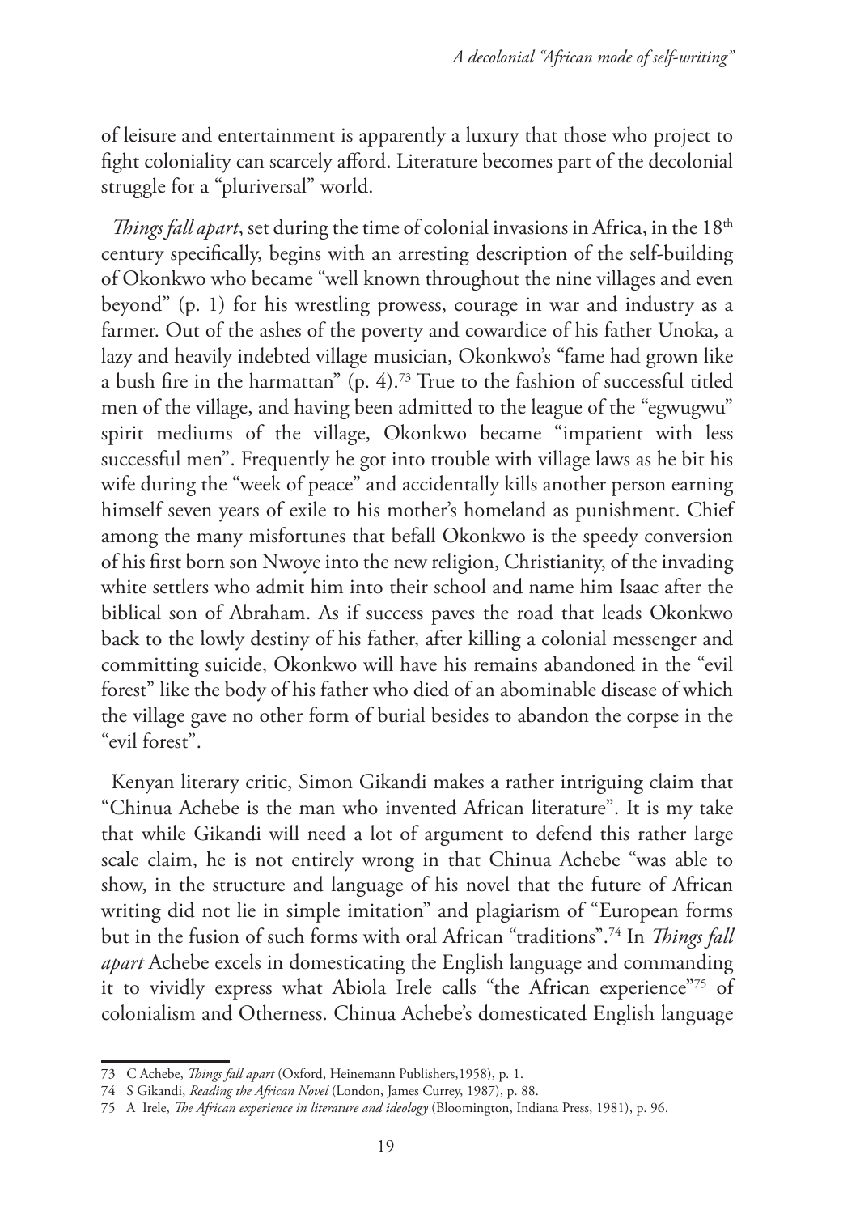of leisure and entertainment is apparently a luxury that those who project to fight coloniality can scarcely afford. Literature becomes part of the decolonial struggle for a "pluriversal" world.

*Things fall apart*, set during the time of colonial invasions in Africa, in the 18th century specifically, begins with an arresting description of the self-building of Okonkwo who became "well known throughout the nine villages and even beyond" (p. 1) for his wrestling prowess, courage in war and industry as a farmer. Out of the ashes of the poverty and cowardice of his father Unoka, a lazy and heavily indebted village musician, Okonkwo's "fame had grown like a bush fire in the harmattan" (p. 4).[73] True to the fashion of successful titled men of the village, and having been admitted to the league of the "egwugwu" spirit mediums of the village, Okonkwo became "impatient with less successful men". Frequently he got into trouble with village laws as he bit his wife during the "week of peace" and accidentally kills another person earning himself seven years of exile to his mother's homeland as punishment. Chief among the many misfortunes that befall Okonkwo is the speedy conversion of his first born son Nwoye into the new religion, Christianity, of the invading white settlers who admit him into their school and name him Isaac after the biblical son of Abraham. As if success paves the road that leads Okonkwo back to the lowly destiny of his father, after killing a colonial messenger and committing suicide, Okonkwo will have his remains abandoned in the "evil forest" like the body of his father who died of an abominable disease of which the village gave no other form of burial besides to abandon the corpse in the "evil forest".

Kenyan literary critic, Simon Gikandi makes a rather intriguing claim that "Chinua Achebe is the man who invented African literature". It is my take that while Gikandi will need a lot of argument to defend this rather large scale claim, he is not entirely wrong in that Chinua Achebe "was able to show, in the structure and language of his novel that the future of African writing did not lie in simple imitation" and plagiarism of "European forms but in the fusion of such forms with oral African "traditions".[74] In *Things fall apart* Achebe excels in domesticating the English language and commanding it to vividly express what Abiola Irele calls "the African experience"[75] of colonialism and Otherness. Chinua Achebe's domesticated English language

---

73 C Achebe, *Things fall apart* (Oxford, Heinemann Publishers,1958), p. 1.

74 S Gikandi, *Reading the African Novel* (London, James Currey, 1987), p. 88.

75 A Irele, *The African experience in literature and ideology* (Bloomington, Indiana Press, 1981), p. 96.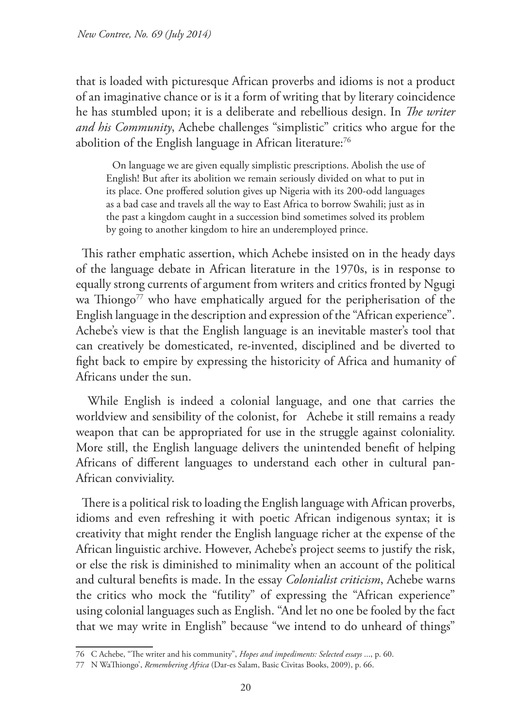that is loaded with picturesque African proverbs and idioms is not a product of an imaginative chance or is it a form of writing that by literary coincidence he has stumbled upon; it is a deliberate and rebellious design. In *The writer and his Community*, Achebe challenges "simplistic" critics who argue for the abolition of the English language in African literature:[76]

> On language we are given equally simplistic prescriptions. Abolish the use of English! But after its abolition we remain seriously divided on what to put in its place. One proffered solution gives up Nigeria with its 200-odd languages as a bad case and travels all the way to East Africa to borrow Swahili; just as in the past a kingdom caught in a succession bind sometimes solved its problem by going to another kingdom to hire an underemployed prince.

This rather emphatic assertion, which Achebe insisted on in the heady days of the language debate in African literature in the 1970s, is in response to equally strong currents of argument from writers and critics fronted by Ngugi wa Thiongo[77] who have emphatically argued for the peripherisation of the English language in the description and expression of the "African experience". Achebe's view is that the English language is an inevitable master's tool that can creatively be domesticated, re-invented, disciplined and be diverted to fight back to empire by expressing the historicity of Africa and humanity of Africans under the sun.

While English is indeed a colonial language, and one that carries the worldview and sensibility of the colonist, for Achebe it still remains a ready weapon that can be appropriated for use in the struggle against coloniality. More still, the English language delivers the unintended benefit of helping Africans of different languages to understand each other in cultural pan-African conviviality.

There is a political risk to loading the English language with African proverbs, idioms and even refreshing it with poetic African indigenous syntax; it is creativity that might render the English language richer at the expense of the African linguistic archive. However, Achebe's project seems to justify the risk, or else the risk is diminished to minimality when an account of the political and cultural benefits is made. In the essay *Colonialist criticism*, Achebe warns the critics who mock the "futility" of expressing the "African experience" using colonial languages such as English. "And let no one be fooled by the fact that we may write in English" because "we intend to do unheard of things"

---

76 C Achebe, "The writer and his community", *Hopes and impediments: Selected essays* ..., p. 60.

77 N WaThiongo', *Remembering Africa* (Dar-es Salam, Basic Civitas Books, 2009), p. 66.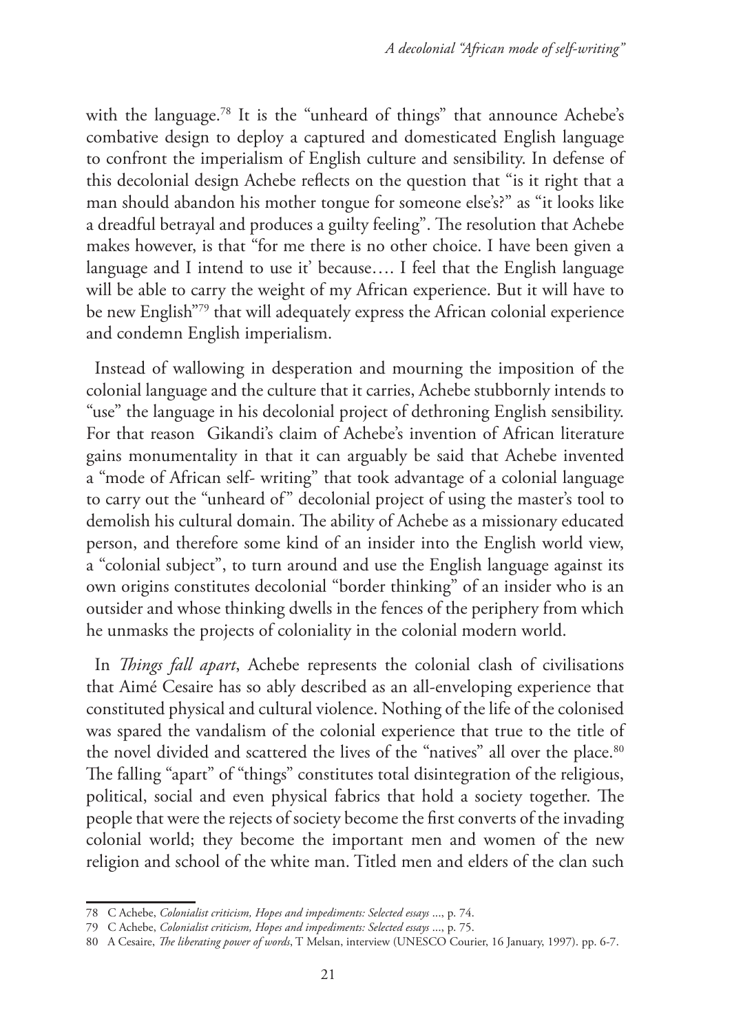with the language.[78] It is the "unheard of things" that announce Achebe's combative design to deploy a captured and domesticated English language to confront the imperialism of English culture and sensibility. In defense of this decolonial design Achebe reflects on the question that "is it right that a man should abandon his mother tongue for someone else's?" as "it looks like a dreadful betrayal and produces a guilty feeling". The resolution that Achebe makes however, is that "for me there is no other choice. I have been given a language and I intend to use it' because…. I feel that the English language will be able to carry the weight of my African experience. But it will have to be new English"[79] that will adequately express the African colonial experience and condemn English imperialism.

Instead of wallowing in desperation and mourning the imposition of the colonial language and the culture that it carries, Achebe stubbornly intends to "use" the language in his decolonial project of dethroning English sensibility. For that reason Gikandi's claim of Achebe's invention of African literature gains monumentality in that it can arguably be said that Achebe invented a "mode of African self- writing" that took advantage of a colonial language to carry out the "unheard of" decolonial project of using the master's tool to demolish his cultural domain. The ability of Achebe as a missionary educated person, and therefore some kind of an insider into the English world view, a "colonial subject", to turn around and use the English language against its own origins constitutes decolonial "border thinking" of an insider who is an outsider and whose thinking dwells in the fences of the periphery from which he unmasks the projects of coloniality in the colonial modern world.

In *Things fall apart*, Achebe represents the colonial clash of civilisations that Aimé Cesaire has so ably described as an all-enveloping experience that constituted physical and cultural violence. Nothing of the life of the colonised was spared the vandalism of the colonial experience that true to the title of the novel divided and scattered the lives of the "natives" all over the place.[80] The falling "apart" of "things" constitutes total disintegration of the religious, political, social and even physical fabrics that hold a society together. The people that were the rejects of society become the first converts of the invading colonial world; they become the important men and women of the new religion and school of the white man. Titled men and elders of the clan such

---

78 C Achebe, *Colonialist criticism, Hopes and impediments: Selected essays* ..., p. 74.

79 C Achebe, *Colonialist criticism, Hopes and impediments: Selected essays* ..., p. 75.

80 A Cesaire, *The liberating power of words*, T Melsan, interview (UNESCO Courier, 16 January, 1997). pp. 6-7.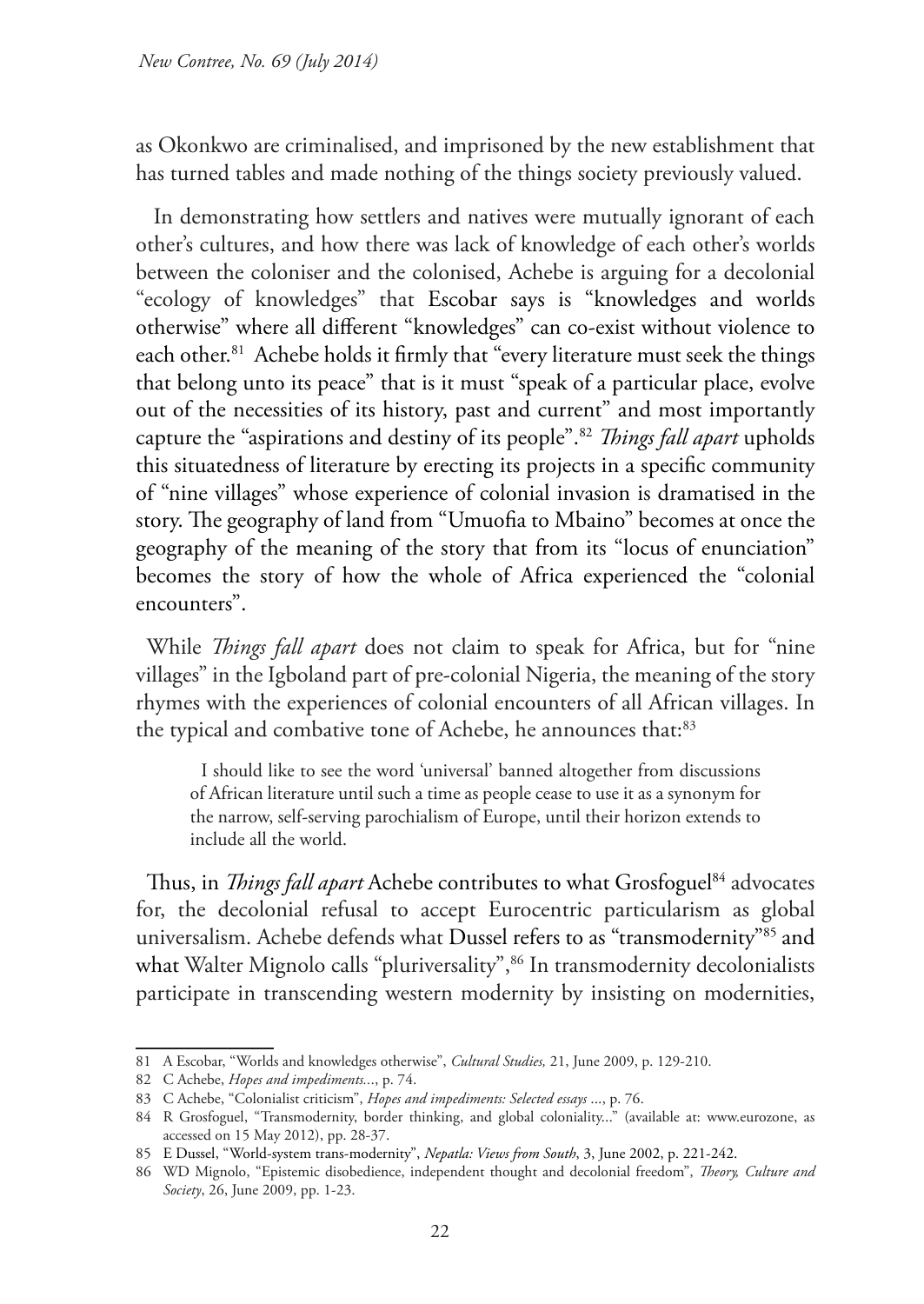as Okonkwo are criminalised, and imprisoned by the new establishment that has turned tables and made nothing of the things society previously valued.

In demonstrating how settlers and natives were mutually ignorant of each other's cultures, and how there was lack of knowledge of each other's worlds between the coloniser and the colonised, Achebe is arguing for a decolonial "ecology of knowledges" that Escobar says is "knowledges and worlds otherwise" where all different "knowledges" can co-exist without violence to each other.[81] Achebe holds it firmly that "every literature must seek the things that belong unto its peace" that is it must "speak of a particular place, evolve out of the necessities of its history, past and current" and most importantly capture the "aspirations and destiny of its people".[82] *Things fall apart* upholds this situatedness of literature by erecting its projects in a specific community of "nine villages" whose experience of colonial invasion is dramatised in the story. The geography of land from "Umuofia to Mbaino" becomes at once the geography of the meaning of the story that from its "locus of enunciation" becomes the story of how the whole of Africa experienced the "colonial encounters".

While *Things fall apart* does not claim to speak for Africa, but for "nine villages" in the Igboland part of pre-colonial Nigeria, the meaning of the story rhymes with the experiences of colonial encounters of all African villages. In the typical and combative tone of Achebe, he announces that:[83]

> I should like to see the word 'universal' banned altogether from discussions of African literature until such a time as people cease to use it as a synonym for the narrow, self-serving parochialism of Europe, until their horizon extends to include all the world.

Thus, in *Things fall apart* Achebe contributes to what Grosfoguel[84] advocates for, the decolonial refusal to accept Eurocentric particularism as global universalism. Achebe defends what Dussel refers to as "transmodernity"[85] and what Walter Mignolo calls "pluriversality",[86] In transmodernity decolonialists participate in transcending western modernity by insisting on modernities,

---

81 A Escobar, "Worlds and knowledges otherwise", *Cultural Studies,* 21, June 2009, p. 129-210.

82 C Achebe, *Hopes and impediments*..., p. 74.

83 C Achebe, "Colonialist criticism", *Hopes and impediments: Selected essays* ..., p. 76.

84 R Grosfoguel, "Transmodernity, border thinking, and global coloniality..." (available at: www.eurozone, as accessed on 15 May 2012), pp. 28-37.

85 E Dussel, "World-system trans-modernity", *Nepatla: Views from South*, 3, June 2002, p. 221-242.

86 WD Mignolo, "Epistemic disobedience, independent thought and decolonial freedom", *Theory, Culture and Society*, 26, June 2009, pp. 1-23.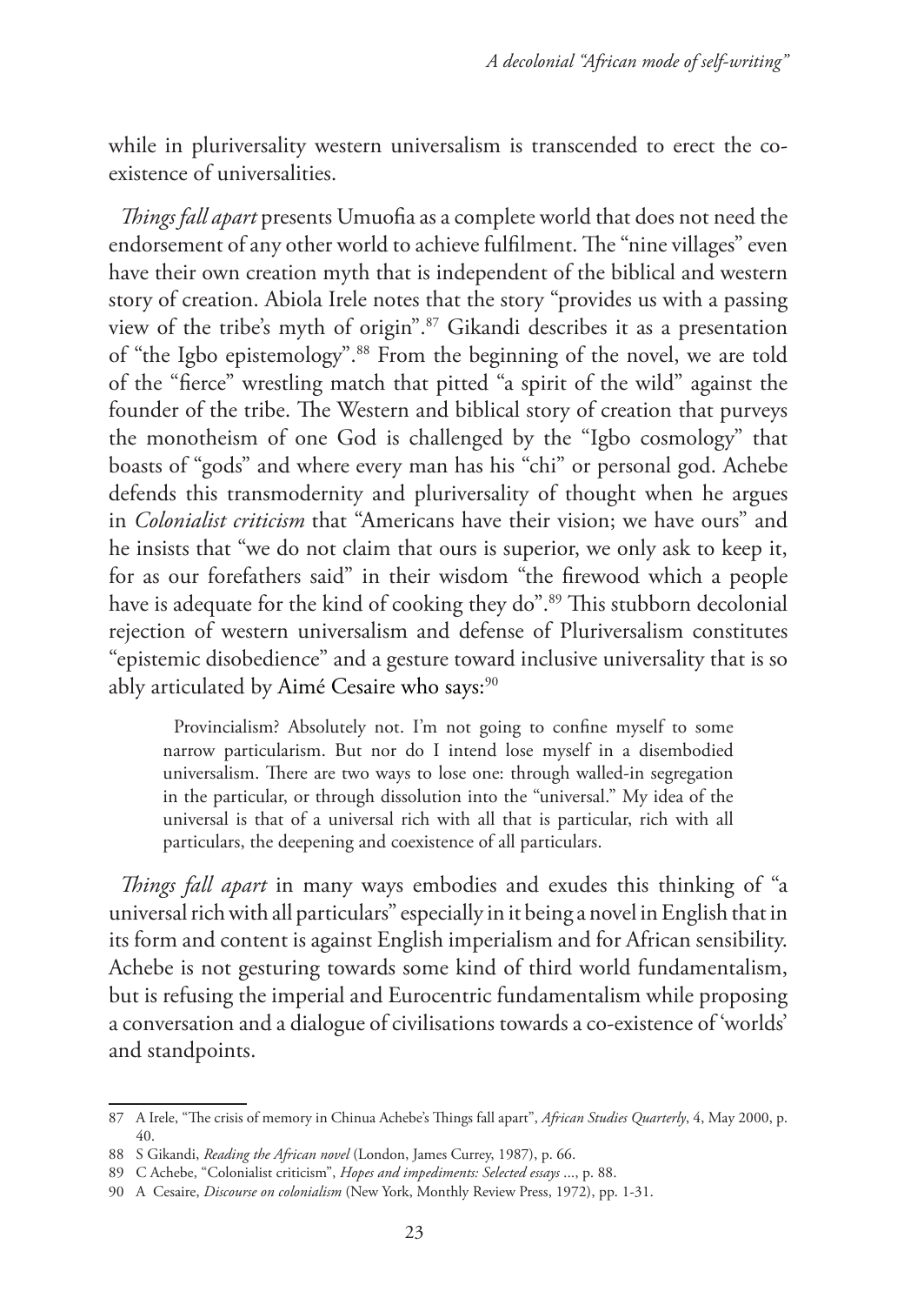while in pluriversality western universalism is transcended to erect the co-existence of universalities.

*Things fall apart* presents Umuofia as a complete world that does not need the endorsement of any other world to achieve fulfilment. The "nine villages" even have their own creation myth that is independent of the biblical and western story of creation. Abiola Irele notes that the story "provides us with a passing view of the tribe's myth of origin".[87] Gikandi describes it as a presentation of "the Igbo epistemology".[88] From the beginning of the novel, we are told of the "fierce" wrestling match that pitted "a spirit of the wild" against the founder of the tribe. The Western and biblical story of creation that purveys the monotheism of one God is challenged by the "Igbo cosmology" that boasts of "gods" and where every man has his "chi" or personal god. Achebe defends this transmodernity and pluriversality of thought when he argues in *Colonialist criticism* that "Americans have their vision; we have ours" and he insists that "we do not claim that ours is superior, we only ask to keep it, for as our forefathers said" in their wisdom "the firewood which a people have is adequate for the kind of cooking they do".[89] This stubborn decolonial rejection of western universalism and defense of Pluriversalism constitutes "epistemic disobedience" and a gesture toward inclusive universality that is so ably articulated by Aimé Cesaire who says:[90]

> Provincialism? Absolutely not. I'm not going to confine myself to some narrow particularism. But nor do I intend lose myself in a disembodied universalism. There are two ways to lose one: through walled-in segregation in the particular, or through dissolution into the "universal." My idea of the universal is that of a universal rich with all that is particular, rich with all particulars, the deepening and coexistence of all particulars.

*Things fall apart* in many ways embodies and exudes this thinking of "a universal rich with all particulars" especially in it being a novel in English that in its form and content is against English imperialism and for African sensibility. Achebe is not gesturing towards some kind of third world fundamentalism, but is refusing the imperial and Eurocentric fundamentalism while proposing a conversation and a dialogue of civilisations towards a co-existence of 'worlds' and standpoints.

---

87 A Irele, "The crisis of memory in Chinua Achebe's Things fall apart", *African Studies Quarterly*, 4, May 2000, p. 40.

88 S Gikandi, *Reading the African novel* (London, James Currey, 1987), p. 66.

89 C Achebe, "Colonialist criticism", *Hopes and impediments: Selected essays* ..., p. 88.

90 A Cesaire, *Discourse on colonialism* (New York, Monthly Review Press, 1972), pp. 1-31.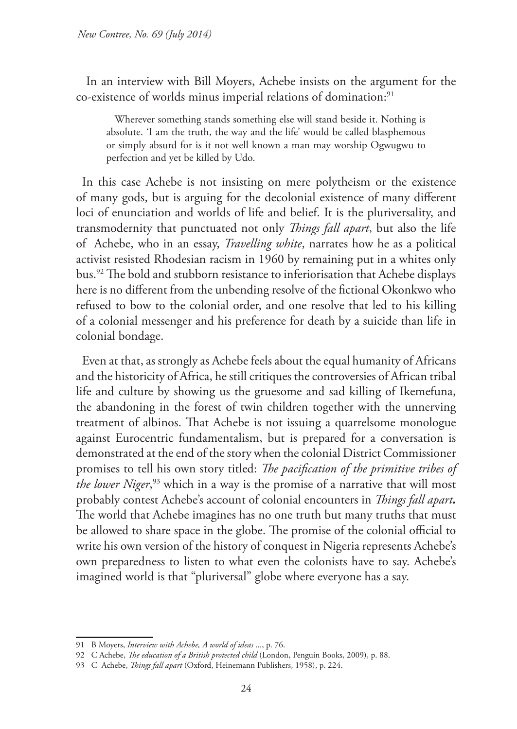In an interview with Bill Moyers, Achebe insists on the argument for the co-existence of worlds minus imperial relations of domination:[91]

> Wherever something stands something else will stand beside it. Nothing is absolute. 'I am the truth, the way and the life' would be called blasphemous or simply absurd for is it not well known a man may worship Ogwugwu to perfection and yet be killed by Udo.

In this case Achebe is not insisting on mere polytheism or the existence of many gods, but is arguing for the decolonial existence of many different loci of enunciation and worlds of life and belief. It is the pluriversality, and transmodernity that punctuated not only *Things fall apart*, but also the life of Achebe, who in an essay, *Travelling white*, narrates how he as a political activist resisted Rhodesian racism in 1960 by remaining put in a whites only bus.[92] The bold and stubborn resistance to inferiorisation that Achebe displays here is no different from the unbending resolve of the fictional Okonkwo who refused to bow to the colonial order, and one resolve that led to his killing of a colonial messenger and his preference for death by a suicide than life in colonial bondage.

Even at that, as strongly as Achebe feels about the equal humanity of Africans and the historicity of Africa, he still critiques the controversies of African tribal life and culture by showing us the gruesome and sad killing of Ikemefuna, the abandoning in the forest of twin children together with the unnerving treatment of albinos. That Achebe is not issuing a quarrelsome monologue against Eurocentric fundamentalism, but is prepared for a conversation is demonstrated at the end of the story when the colonial District Commissioner promises to tell his own story titled: *The pacification of the primitive tribes of the lower Niger*,[93] which in a way is the promise of a narrative that will most probably contest Achebe's account of colonial encounters in ***Things fall apart*.** The world that Achebe imagines has no one truth but many truths that must be allowed to share space in the globe. The promise of the colonial official to write his own version of the history of conquest in Nigeria represents Achebe's own preparedness to listen to what even the colonists have to say. Achebe's imagined world is that "pluriversal" globe where everyone has a say.

---

91 B Moyers, *Interview with Achebe, A world of ideas ...*, p. 76.

92 C Achebe, *The education of a British protected child* (London, Penguin Books, 2009), p. 88.

93 C Achebe, *Things fall apart* (Oxford, Heinemann Publishers, 1958), p. 224.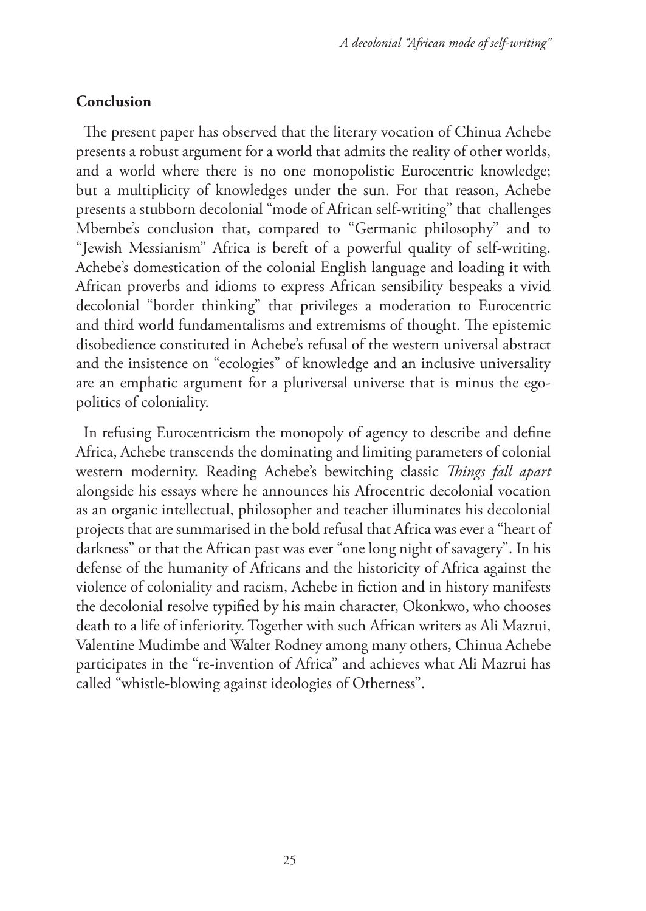## Conclusion

The present paper has observed that the literary vocation of Chinua Achebe presents a robust argument for a world that admits the reality of other worlds, and a world where there is no one monopolistic Eurocentric knowledge; but a multiplicity of knowledges under the sun. For that reason, Achebe presents a stubborn decolonial "mode of African self-writing" that challenges Mbembe's conclusion that, compared to "Germanic philosophy" and to "Jewish Messianism" Africa is bereft of a powerful quality of self-writing. Achebe's domestication of the colonial English language and loading it with African proverbs and idioms to express African sensibility bespeaks a vivid decolonial "border thinking" that privileges a moderation to Eurocentric and third world fundamentalisms and extremisms of thought. The epistemic disobedience constituted in Achebe's refusal of the western universal abstract and the insistence on "ecologies" of knowledge and an inclusive universality are an emphatic argument for a pluriversal universe that is minus the ego-politics of coloniality.

In refusing Eurocentricism the monopoly of agency to describe and define Africa, Achebe transcends the dominating and limiting parameters of colonial western modernity. Reading Achebe's bewitching classic *Things fall apart* alongside his essays where he announces his Afrocentric decolonial vocation as an organic intellectual, philosopher and teacher illuminates his decolonial projects that are summarised in the bold refusal that Africa was ever a "heart of darkness" or that the African past was ever "one long night of savagery". In his defense of the humanity of Africans and the historicity of Africa against the violence of coloniality and racism, Achebe in fiction and in history manifests the decolonial resolve typified by his main character, Okonkwo, who chooses death to a life of inferiority. Together with such African writers as Ali Mazrui, Valentine Mudimbe and Walter Rodney among many others, Chinua Achebe participates in the "re-invention of Africa" and achieves what Ali Mazrui has called "whistle-blowing against ideologies of Otherness".